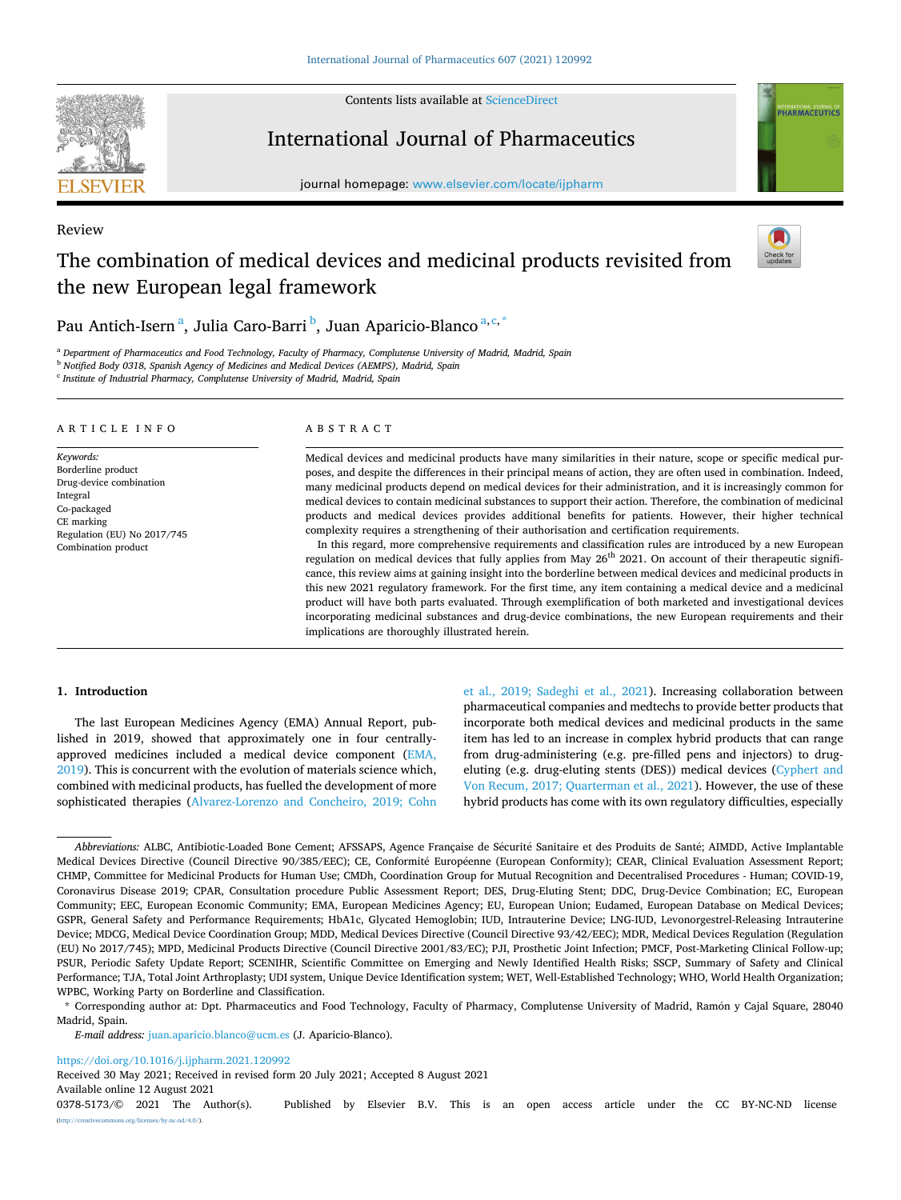Review

# The combination of medical devices and medicinal products revisited from the new European legal framework

Pau Antich-Isern [a], Julia Caro-Barri [b], Juan Aparicio-Blanco [a,c,*]

[a] *Department of Pharmaceutics and Food Technology, Faculty of Pharmacy, Complutense University of Madrid, Madrid, Spain*
[b] *Notified Body 0318, Spanish Agency of Medicines and Medical Devices (AEMPS), Madrid, Spain*
[c] *Institute of Industrial Pharmacy, Complutense University of Madrid, Madrid, Spain*

## ARTICLE INFO

*Keywords:*
Borderline product
Drug-device combination
Integral
Co-packaged
CE marking
Regulation (EU) No 2017/745
Combination product

## ABSTRACT

Medical devices and medicinal products have many similarities in their nature, scope or specific medical purposes, and despite the differences in their principal means of action, they are often used in combination. Indeed, many medicinal products depend on medical devices for their administration, and it is increasingly common for medical devices to contain medicinal substances to support their action. Therefore, the combination of medicinal products and medical devices provides additional benefits for patients. However, their higher technical complexity requires a strengthening of their authorisation and certification requirements.

In this regard, more comprehensive requirements and classification rules are introduced by a new European regulation on medical devices that fully applies from May 26th 2021. On account of their therapeutic significance, this review aims at gaining insight into the borderline between medical devices and medicinal products in this new 2021 regulatory framework. For the first time, any item containing a medical device and a medicinal product will have both parts evaluated. Through exemplification of both marketed and investigational devices incorporating medicinal substances and drug-device combinations, the new European requirements and their implications are thoroughly illustrated herein.

## 1. Introduction

The last European Medicines Agency (EMA) Annual Report, published in 2019, showed that approximately one in four centrally-approved medicines included a medical device component (EMA, 2019). This is concurrent with the evolution of materials science which, combined with medicinal products, has fuelled the development of more sophisticated therapies (Alvarez-Lorenzo and Concheiro, 2019; Cohn et al., 2019; Sadeghi et al., 2021). Increasing collaboration between pharmaceutical companies and medtechs to provide better products that incorporate both medical devices and medicinal products in the same item has led to an increase in complex hybrid products that can range from drug-administering (e.g. pre-filled pens and injectors) to drug-eluting (e.g. drug-eluting stents (DES)) medical devices (Cyphert and Von Recum, 2017; Quarterman et al., 2021). However, the use of these hybrid products has come with its own regulatory difficulties, especially

---

*Abbreviations:* ALBC, Antibiotic-Loaded Bone Cement; AFSSAPS, Agence Française de Sécurité Sanitaire et des Produits de Santé; AIMDD, Active Implantable Medical Devices Directive (Council Directive 90/385/EEC); CE, Conformité Européenne (European Conformity); CEAR, Clinical Evaluation Assessment Report; CHMP, Committee for Medicinal Products for Human Use; CMDh, Coordination Group for Mutual Recognition and Decentralised Procedures - Human; COVID-19, Coronavirus Disease 2019; CPAR, Consultation procedure Public Assessment Report; DES, Drug-Eluting Stent; DDC, Drug-Device Combination; EC, European Community; EEC, European Economic Community; EMA, European Medicines Agency; EU, European Union; Eudamed, European Database on Medical Devices; GSPR, General Safety and Performance Requirements; HbA1c, Glycated Hemoglobin; IUD, Intrauterine Device; LNG-IUD, Levonorgestrel-Releasing Intrauterine Device; MDCG, Medical Device Coordination Group; MDD, Medical Devices Directive (Council Directive 93/42/EEC); MDR, Medical Devices Regulation (Regulation (EU) No 2017/745); MPD, Medicinal Products Directive (Council Directive 2001/83/EC); PJI, Prosthetic Joint Infection; PMCF, Post-Marketing Clinical Follow-up; PSUR, Periodic Safety Update Report; SCENIHR, Scientific Committee on Emerging and Newly Identified Health Risks; SSCP, Summary of Safety and Clinical Performance; TJA, Total Joint Arthroplasty; UDI system, Unique Device Identification system; WET, Well-Established Technology; WHO, World Health Organization; WPBC, Working Party on Borderline and Classification.

\* Corresponding author at: Dpt. Pharmaceutics and Food Technology, Faculty of Pharmacy, Complutense University of Madrid, Ramón y Cajal Square, 28040 Madrid, Spain.

*E-mail address:* juan.aparicio.blanco@ucm.es (J. Aparicio-Blanco).

https://doi.org/10.1016/j.ijpharm.2021.120992
Received 30 May 2021; Received in revised form 20 July 2021; Accepted 8 August 2021
Available online 12 August 2021
0378-5173/© 2021 The Author(s). Published by Elsevier B.V. This is an open access article under the CC BY-NC-ND license (http://creativecommons.org/licenses/by-nc-nd/4.0/).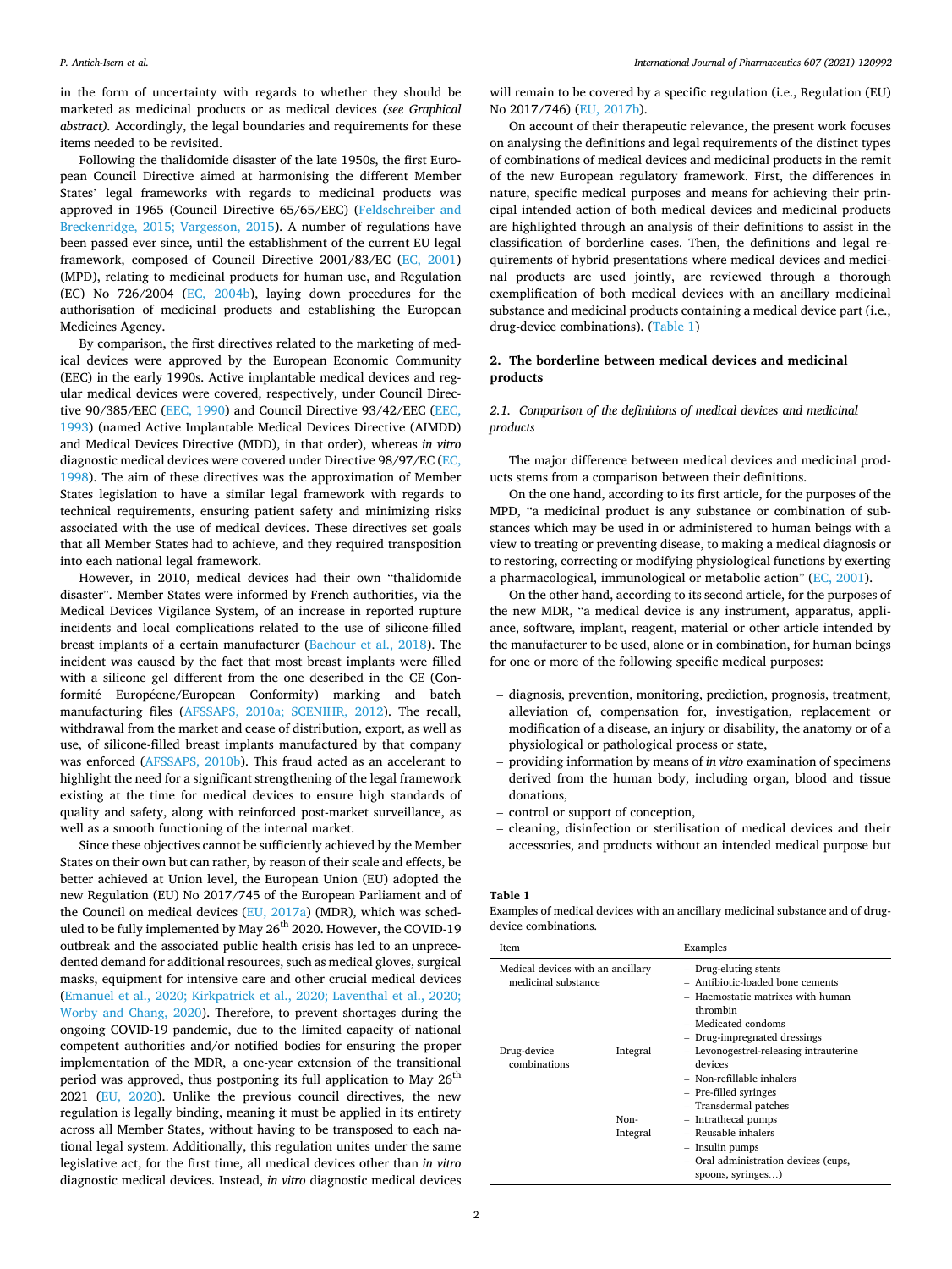in the form of uncertainty with regards to whether they should be marketed as medicinal products or as medical devices *(see Graphical abstract)*. Accordingly, the legal boundaries and requirements for these items needed to be revisited.

Following the thalidomide disaster of the late 1950s, the first European Council Directive aimed at harmonising the different Member States' legal frameworks with regards to medicinal products was approved in 1965 (Council Directive 65/65/EEC) (Feldschreiber and Breckenridge, 2015; Vargesson, 2015). A number of regulations have been passed ever since, until the establishment of the current EU legal framework, composed of Council Directive 2001/83/EC (EC, 2001) (MPD), relating to medicinal products for human use, and Regulation (EC) No 726/2004 (EC, 2004b), laying down procedures for the authorisation of medicinal products and establishing the European Medicines Agency.

By comparison, the first directives related to the marketing of medical devices were approved by the European Economic Community (EEC) in the early 1990s. Active implantable medical devices and regular medical devices were covered, respectively, under Council Directive 90/385/EEC (EEC, 1990) and Council Directive 93/42/EEC (EEC, 1993) (named Active Implantable Medical Devices Directive (AIMDD) and Medical Devices Directive (MDD), in that order), whereas *in vitro* diagnostic medical devices were covered under Directive 98/97/EC (EC, 1998). The aim of these directives was the approximation of Member States legislation to have a similar legal framework with regards to technical requirements, ensuring patient safety and minimizing risks associated with the use of medical devices. These directives set goals that all Member States had to achieve, and they required transposition into each national legal framework.

However, in 2010, medical devices had their own "thalidomide disaster". Member States were informed by French authorities, via the Medical Devices Vigilance System, of an increase in reported rupture incidents and local complications related to the use of silicone-filled breast implants of a certain manufacturer (Bachour et al., 2018). The incident was caused by the fact that most breast implants were filled with a silicone gel different from the one described in the CE (Conformité Européene/European Conformity) marking and batch manufacturing files (AFSSAPS, 2010a; SCENIHR, 2012). The recall, withdrawal from the market and cease of distribution, export, as well as use, of silicone-filled breast implants manufactured by that company was enforced (AFSSAPS, 2010b). This fraud acted as an accelerant to highlight the need for a significant strengthening of the legal framework existing at the time for medical devices to ensure high standards of quality and safety, along with reinforced post-market surveillance, as well as a smooth functioning of the internal market.

Since these objectives cannot be sufficiently achieved by the Member States on their own but can rather, by reason of their scale and effects, be better achieved at Union level, the European Union (EU) adopted the new Regulation (EU) No 2017/745 of the European Parliament and of the Council on medical devices (EU, 2017a) (MDR), which was scheduled to be fully implemented by May 26th 2020. However, the COVID-19 outbreak and the associated public health crisis has led to an unprecedented demand for additional resources, such as medical gloves, surgical masks, equipment for intensive care and other crucial medical devices (Emanuel et al., 2020; Kirkpatrick et al., 2020; Laventhal et al., 2020; Worby and Chang, 2020). Therefore, to prevent shortages during the ongoing COVID-19 pandemic, due to the limited capacity of national competent authorities and/or notified bodies for ensuring the proper implementation of the MDR, a one-year extension of the transitional period was approved, thus postponing its full application to May 26th 2021 (EU, 2020). Unlike the previous council directives, the new regulation is legally binding, meaning it must be applied in its entirety across all Member States, without having to be transposed to each national legal system. Additionally, this regulation unites under the same legislative act, for the first time, all medical devices other than *in vitro* diagnostic medical devices. Instead, *in vitro* diagnostic medical devices will remain to be covered by a specific regulation (i.e., Regulation (EU) No 2017/746) (EU, 2017b).

On account of their therapeutic relevance, the present work focuses on analysing the definitions and legal requirements of the distinct types of combinations of medical devices and medicinal products in the remit of the new European regulatory framework. First, the differences in nature, specific medical purposes and means for achieving their principal intended action of both medical devices and medicinal products are highlighted through an analysis of their definitions to assist in the classification of borderline cases. Then, the definitions and legal requirements of hybrid presentations where medical devices and medicinal products are used jointly, are reviewed through a thorough exemplification of both medical devices with an ancillary medicinal substance and medicinal products containing a medical device part (i.e., drug-device combinations). (Table 1)

**Table 1**
Examples of medical devices with an ancillary medicinal substance and of drug-device combinations.

| Item | | Examples |
|---|---|---|
| Medical devices with an ancillary medicinal substance | | – Drug-eluting stents<br>– Antibiotic-loaded bone cements<br>– Haemostatic matrixes with human thrombin<br>– Medicated condoms<br>– Drug-impregnated dressings |
| Drug-device combinations | Integral | – Levonogestrel-releasing intrauterine devices<br>– Non-refillable inhalers<br>– Pre-filled syringes<br>– Transdermal patches |
| | Non-Integral | – Intrathecal pumps<br>– Reusable inhalers<br>– Insulin pumps<br>– Oral administration devices (cups, spoons, syringes…) |

## 2. The borderline between medical devices and medicinal products

### 2.1. Comparison of the definitions of medical devices and medicinal products

The major difference between medical devices and medicinal products stems from a comparison between their definitions.

On the one hand, according to its first article, for the purposes of the MPD, "a medicinal product is any substance or combination of substances which may be used in or administered to human beings with a view to treating or preventing disease, to making a medical diagnosis or to restoring, correcting or modifying physiological functions by exerting a pharmacological, immunological or metabolic action" (EC, 2001).

On the other hand, according to its second article, for the purposes of the new MDR, "a medical device is any instrument, apparatus, appliance, software, implant, reagent, material or other article intended by the manufacturer to be used, alone or in combination, for human beings for one or more of the following specific medical purposes:

- diagnosis, prevention, monitoring, prediction, prognosis, treatment, alleviation of, compensation for, investigation, replacement or modification of a disease, an injury or disability, the anatomy or of a physiological or pathological process or state,
- providing information by means of *in vitro* examination of specimens derived from the human body, including organ, blood and tissue donations,
- control or support of conception,
- cleaning, disinfection or sterilisation of medical devices and their accessories, and products without an intended medical purpose but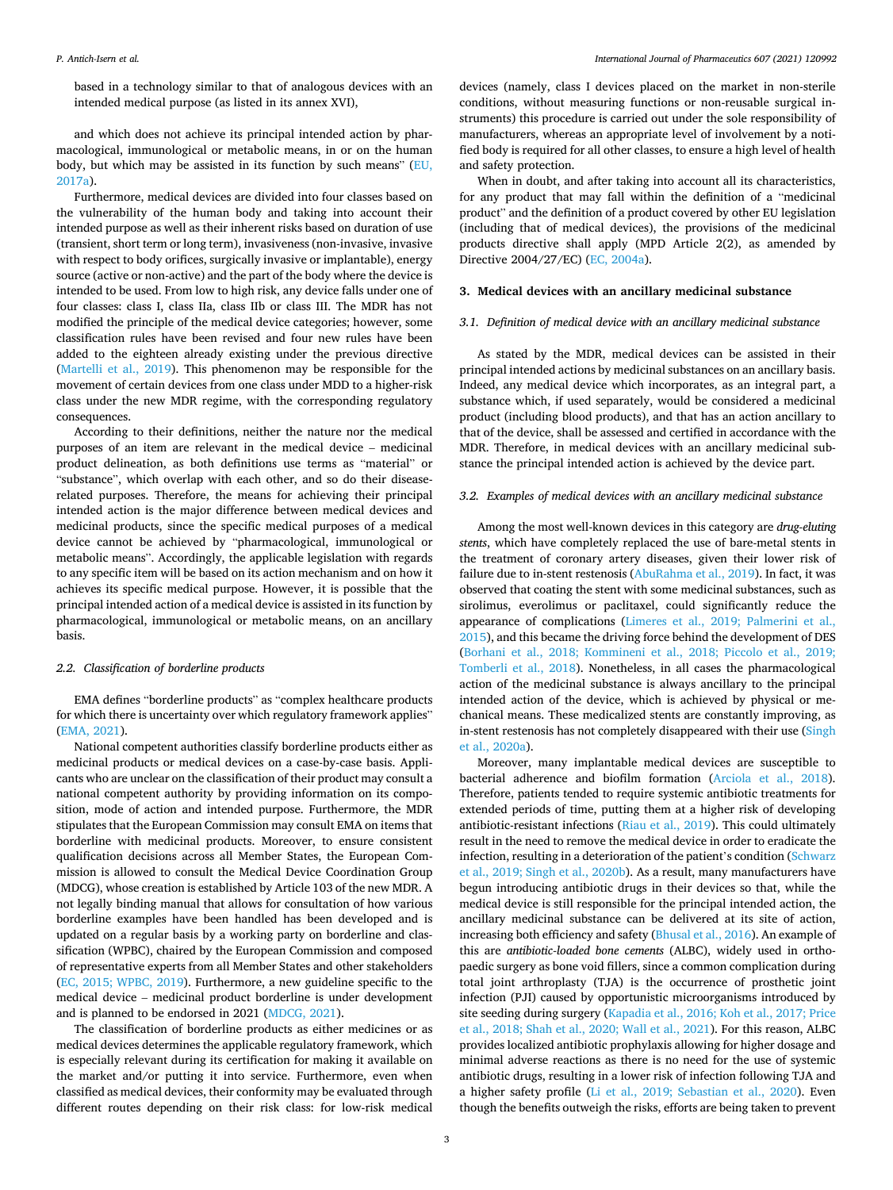based in a technology similar to that of analogous devices with an intended medical purpose (as listed in its annex XVI),

and which does not achieve its principal intended action by pharmacological, immunological or metabolic means, in or on the human body, but which may be assisted in its function by such means" (EU, 2017a).

Furthermore, medical devices are divided into four classes based on the vulnerability of the human body and taking into account their intended purpose as well as their inherent risks based on duration of use (transient, short term or long term), invasiveness (non-invasive, invasive with respect to body orifices, surgically invasive or implantable), energy source (active or non-active) and the part of the body where the device is intended to be used. From low to high risk, any device falls under one of four classes: class I, class IIa, class IIb or class III. The MDR has not modified the principle of the medical device categories; however, some classification rules have been revised and four new rules have been added to the eighteen already existing under the previous directive (Martelli et al., 2019). This phenomenon may be responsible for the movement of certain devices from one class under MDD to a higher-risk class under the new MDR regime, with the corresponding regulatory consequences.

According to their definitions, neither the nature nor the medical purposes of an item are relevant in the medical device – medicinal product delineation, as both definitions use terms as "material" or "substance", which overlap with each other, and so do their disease-related purposes. Therefore, the means for achieving their principal intended action is the major difference between medical devices and medicinal products, since the specific medical purposes of a medical device cannot be achieved by "pharmacological, immunological or metabolic means". Accordingly, the applicable legislation with regards to any specific item will be based on its action mechanism and on how it achieves its specific medical purpose. However, it is possible that the principal intended action of a medical device is assisted in its function by pharmacological, immunological or metabolic means, on an ancillary basis.

### 2.2. Classification of borderline products

EMA defines "borderline products" as "complex healthcare products for which there is uncertainty over which regulatory framework applies" (EMA, 2021).

National competent authorities classify borderline products either as medicinal products or medical devices on a case-by-case basis. Applicants who are unclear on the classification of their product may consult a national competent authority by providing information on its composition, mode of action and intended purpose. Furthermore, the MDR stipulates that the European Commission may consult EMA on items that borderline with medicinal products. Moreover, to ensure consistent qualification decisions across all Member States, the European Commission is allowed to consult the Medical Device Coordination Group (MDCG), whose creation is established by Article 103 of the new MDR. A not legally binding manual that allows for consultation of how various borderline examples have been handled has been developed and is updated on a regular basis by a working party on borderline and classification (WPBC), chaired by the European Commission and composed of representative experts from all Member States and other stakeholders (EC, 2015; WPBC, 2019). Furthermore, a new guideline specific to the medical device – medicinal product borderline is under development and is planned to be endorsed in 2021 (MDCG, 2021).

The classification of borderline products as either medicines or as medical devices determines the applicable regulatory framework, which is especially relevant during its certification for making it available on the market and/or putting it into service. Furthermore, even when classified as medical devices, their conformity may be evaluated through different routes depending on their risk class: for low-risk medical devices (namely, class I devices placed on the market in non-sterile conditions, without measuring functions or non-reusable surgical instruments) this procedure is carried out under the sole responsibility of manufacturers, whereas an appropriate level of involvement by a notified body is required for all other classes, to ensure a high level of health and safety protection.

When in doubt, and after taking into account all its characteristics, for any product that may fall within the definition of a "medicinal product" and the definition of a product covered by other EU legislation (including that of medical devices), the provisions of the medicinal products directive shall apply (MPD Article 2(2), as amended by Directive 2004/27/EC) (EC, 2004a).

## 3. Medical devices with an ancillary medicinal substance

### 3.1. Definition of medical device with an ancillary medicinal substance

As stated by the MDR, medical devices can be assisted in their principal intended actions by medicinal substances on an ancillary basis. Indeed, any medical device which incorporates, as an integral part, a substance which, if used separately, would be considered a medicinal product (including blood products), and that has an action ancillary to that of the device, shall be assessed and certified in accordance with the MDR. Therefore, in medical devices with an ancillary medicinal substance the principal intended action is achieved by the device part.

### 3.2. Examples of medical devices with an ancillary medicinal substance

Among the most well-known devices in this category are *drug-eluting stents*, which have completely replaced the use of bare-metal stents in the treatment of coronary artery diseases, given their lower risk of failure due to in-stent restenosis (AbuRahma et al., 2019). In fact, it was observed that coating the stent with some medicinal substances, such as sirolimus, everolimus or paclitaxel, could significantly reduce the appearance of complications (Limeres et al., 2019; Palmerini et al., 2015), and this became the driving force behind the development of DES (Borhani et al., 2018; Kommineni et al., 2018; Piccolo et al., 2019; Tomberli et al., 2018). Nonetheless, in all cases the pharmacological action of the medicinal substance is always ancillary to the principal intended action of the device, which is achieved by physical or mechanical means. These medicalized stents are constantly improving, as in-stent restenosis has not completely disappeared with their use (Singh et al., 2020a).

Moreover, many implantable medical devices are susceptible to bacterial adherence and biofilm formation (Arciola et al., 2018). Therefore, patients tended to require systemic antibiotic treatments for extended periods of time, putting them at a higher risk of developing antibiotic-resistant infections (Riau et al., 2019). This could ultimately result in the need to remove the medical device in order to eradicate the infection, resulting in a deterioration of the patient's condition (Schwarz et al., 2019; Singh et al., 2020b). As a result, many manufacturers have begun introducing antibiotic drugs in their devices so that, while the medical device is still responsible for the principal intended action, the ancillary medicinal substance can be delivered at its site of action, increasing both efficiency and safety (Bhusal et al., 2016). An example of this are *antibiotic-loaded bone cements* (ALBC), widely used in orthopaedic surgery as bone void fillers, since a common complication during total joint arthroplasty (TJA) is the occurrence of prosthetic joint infection (PJI) caused by opportunistic microorganisms introduced by site seeding during surgery (Kapadia et al., 2016; Koh et al., 2017; Price et al., 2018; Shah et al., 2020; Wall et al., 2021). For this reason, ALBC provides localized antibiotic prophylaxis allowing for higher dosage and minimal adverse reactions as there is no need for the use of systemic antibiotic drugs, resulting in a lower risk of infection following TJA and a higher safety profile (Li et al., 2019; Sebastian et al., 2020). Even though the benefits outweigh the risks, efforts are being taken to prevent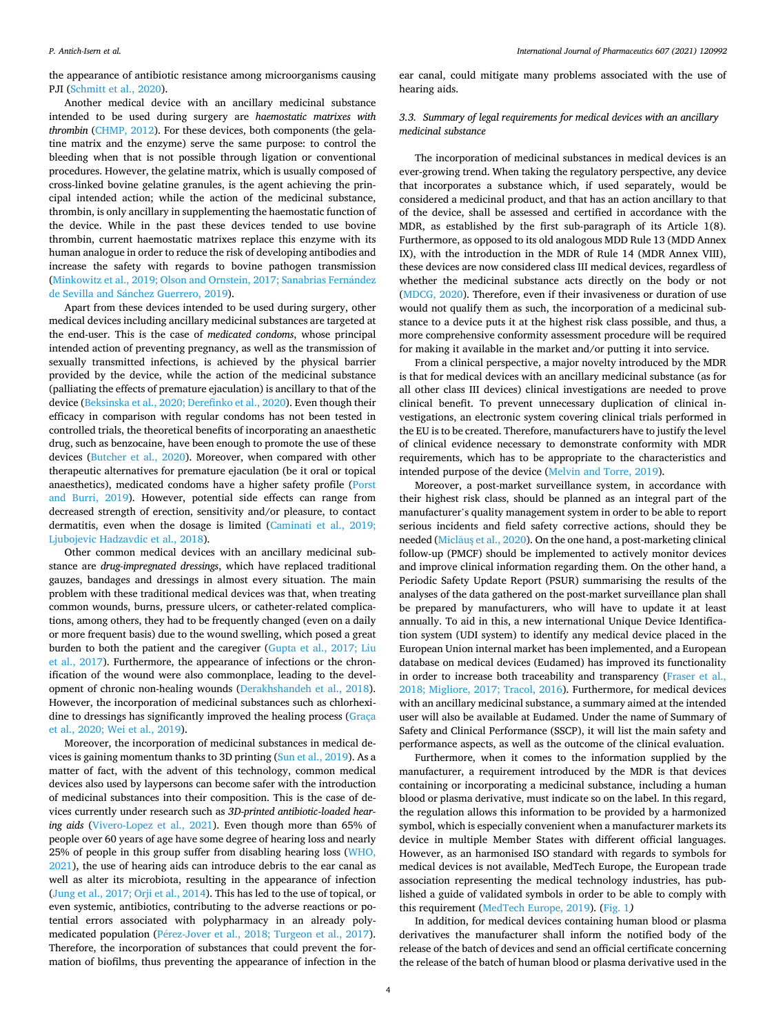the appearance of antibiotic resistance among microorganisms causing PJI (Schmitt et al., 2020).

Another medical device with an ancillary medicinal substance intended to be used during surgery are *haemostatic matrixes with thrombin* (CHMP, 2012). For these devices, both components (the gelatine matrix and the enzyme) serve the same purpose: to control the bleeding when that is not possible through ligation or conventional procedures. However, the gelatine matrix, which is usually composed of cross-linked bovine gelatine granules, is the agent achieving the principal intended action; while the action of the medicinal substance, thrombin, is only ancillary in supplementing the haemostatic function of the device. While in the past these devices tended to use bovine thrombin, current haemostatic matrixes replace this enzyme with its human analogue in order to reduce the risk of developing antibodies and increase the safety with regards to bovine pathogen transmission (Minkowitz et al., 2019; Olson and Ornstein, 2017; Sanabrias Fernández de Sevilla and Sánchez Guerrero, 2019).

Apart from these devices intended to be used during surgery, other medical devices including ancillary medicinal substances are targeted at the end-user. This is the case of *medicated condoms*, whose principal intended action of preventing pregnancy, as well as the transmission of sexually transmitted infections, is achieved by the physical barrier provided by the device, while the action of the medicinal substance (palliating the effects of premature ejaculation) is ancillary to that of the device (Beksinska et al., 2020; Derefinko et al., 2020). Even though their efficacy in comparison with regular condoms has not been tested in controlled trials, the theoretical benefits of incorporating an anaesthetic drug, such as benzocaine, have been enough to promote the use of these devices (Butcher et al., 2020). Moreover, when compared with other therapeutic alternatives for premature ejaculation (be it oral or topical anaesthetics), medicated condoms have a higher safety profile (Porst and Burri, 2019). However, potential side effects can range from decreased strength of erection, sensitivity and/or pleasure, to contact dermatitis, even when the dosage is limited (Caminati et al., 2019; Ljubojevic Hadzavdic et al., 2018).

Other common medical devices with an ancillary medicinal substance are *drug-impregnated dressings*, which have replaced traditional gauzes, bandages and dressings in almost every situation. The main problem with these traditional medical devices was that, when treating common wounds, burns, pressure ulcers, or catheter-related complications, among others, they had to be frequently changed (even on a daily or more frequent basis) due to the wound swelling, which posed a great burden to both the patient and the caregiver (Gupta et al., 2017; Liu et al., 2017). Furthermore, the appearance of infections or the chronification of the wound were also commonplace, leading to the development of chronic non-healing wounds (Derakhshandeh et al., 2018). However, the incorporation of medicinal substances such as chlorhexidine to dressings has significantly improved the healing process (Graça et al., 2020; Wei et al., 2019).

Moreover, the incorporation of medicinal substances in medical devices is gaining momentum thanks to 3D printing (Sun et al., 2019). As a matter of fact, with the advent of this technology, common medical devices also used by laypersons can become safer with the introduction of medicinal substances into their composition. This is the case of devices currently under research such as *3D-printed antibiotic-loaded hearing aids* (Vivero-Lopez et al., 2021). Even though more than 65% of people over 60 years of age have some degree of hearing loss and nearly 25% of people in this group suffer from disabling hearing loss (WHO, 2021), the use of hearing aids can introduce debris to the ear canal as well as alter its microbiota, resulting in the appearance of infection (Jung et al., 2017; Orji et al., 2014). This has led to the use of topical, or even systemic, antibiotics, contributing to the adverse reactions or potential errors associated with polypharmacy in an already polymedicated population (Pérez-Jover et al., 2018; Turgeon et al., 2017). Therefore, the incorporation of substances that could prevent the formation of biofilms, thus preventing the appearance of infection in the ear canal, could mitigate many problems associated with the use of hearing aids.

### 3.3. Summary of legal requirements for medical devices with an ancillary medicinal substance

The incorporation of medicinal substances in medical devices is an ever-growing trend. When taking the regulatory perspective, any device that incorporates a substance which, if used separately, would be considered a medicinal product, and that has an action ancillary to that of the device, shall be assessed and certified in accordance with the MDR, as established by the first sub-paragraph of its Article 1(8). Furthermore, as opposed to its old analogous MDD Rule 13 (MDD Annex IX), with the introduction in the MDR of Rule 14 (MDR Annex VIII), these devices are now considered class III medical devices, regardless of whether the medicinal substance acts directly on the body or not (MDCG, 2020). Therefore, even if their invasiveness or duration of use would not qualify them as such, the incorporation of a medicinal substance to a device puts it at the highest risk class possible, and thus, a more comprehensive conformity assessment procedure will be required for making it available in the market and/or putting it into service.

From a clinical perspective, a major novelty introduced by the MDR is that for medical devices with an ancillary medicinal substance (as for all other class III devices) clinical investigations are needed to prove clinical benefit. To prevent unnecessary duplication of clinical investigations, an electronic system covering clinical trials performed in the EU is to be created. Therefore, manufacturers have to justify the level of clinical evidence necessary to demonstrate conformity with MDR requirements, which has to be appropriate to the characteristics and intended purpose of the device (Melvin and Torre, 2019).

Moreover, a post-market surveillance system, in accordance with their highest risk class, should be planned as an integral part of the manufacturer's quality management system in order to be able to report serious incidents and field safety corrective actions, should they be needed (Micläuş et al., 2020). On the one hand, a post-marketing clinical follow-up (PMCF) should be implemented to actively monitor devices and improve clinical information regarding them. On the other hand, a Periodic Safety Update Report (PSUR) summarising the results of the analyses of the data gathered on the post-market surveillance plan shall be prepared by manufacturers, who will have to update it at least annually. To aid in this, a new international Unique Device Identification system (UDI system) to identify any medical device placed in the European Union internal market has been implemented, and a European database on medical devices (Eudamed) has improved its functionality in order to increase both traceability and transparency (Fraser et al., 2018; Migliore, 2017; Tracol, 2016). Furthermore, for medical devices with an ancillary medicinal substance, a summary aimed at the intended user will also be available at Eudamed. Under the name of Summary of Safety and Clinical Performance (SSCP), it will list the main safety and performance aspects, as well as the outcome of the clinical evaluation.

Furthermore, when it comes to the information supplied by the manufacturer, a requirement introduced by the MDR is that devices containing or incorporating a medicinal substance, including a human blood or plasma derivative, must indicate so on the label. In this regard, the regulation allows this information to be provided by a harmonized symbol, which is especially convenient when a manufacturer markets its device in multiple Member States with different official languages. However, as an harmonised ISO standard with regards to symbols for medical devices is not available, MedTech Europe, the European trade association representing the medical technology industries, has published a guide of validated symbols in order to be able to comply with this requirement (MedTech Europe, 2019). (Fig. 1)

In addition, for medical devices containing human blood or plasma derivatives the manufacturer shall inform the notified body of the release of the batch of devices and send an official certificate concerning the release of the batch of human blood or plasma derivative used in the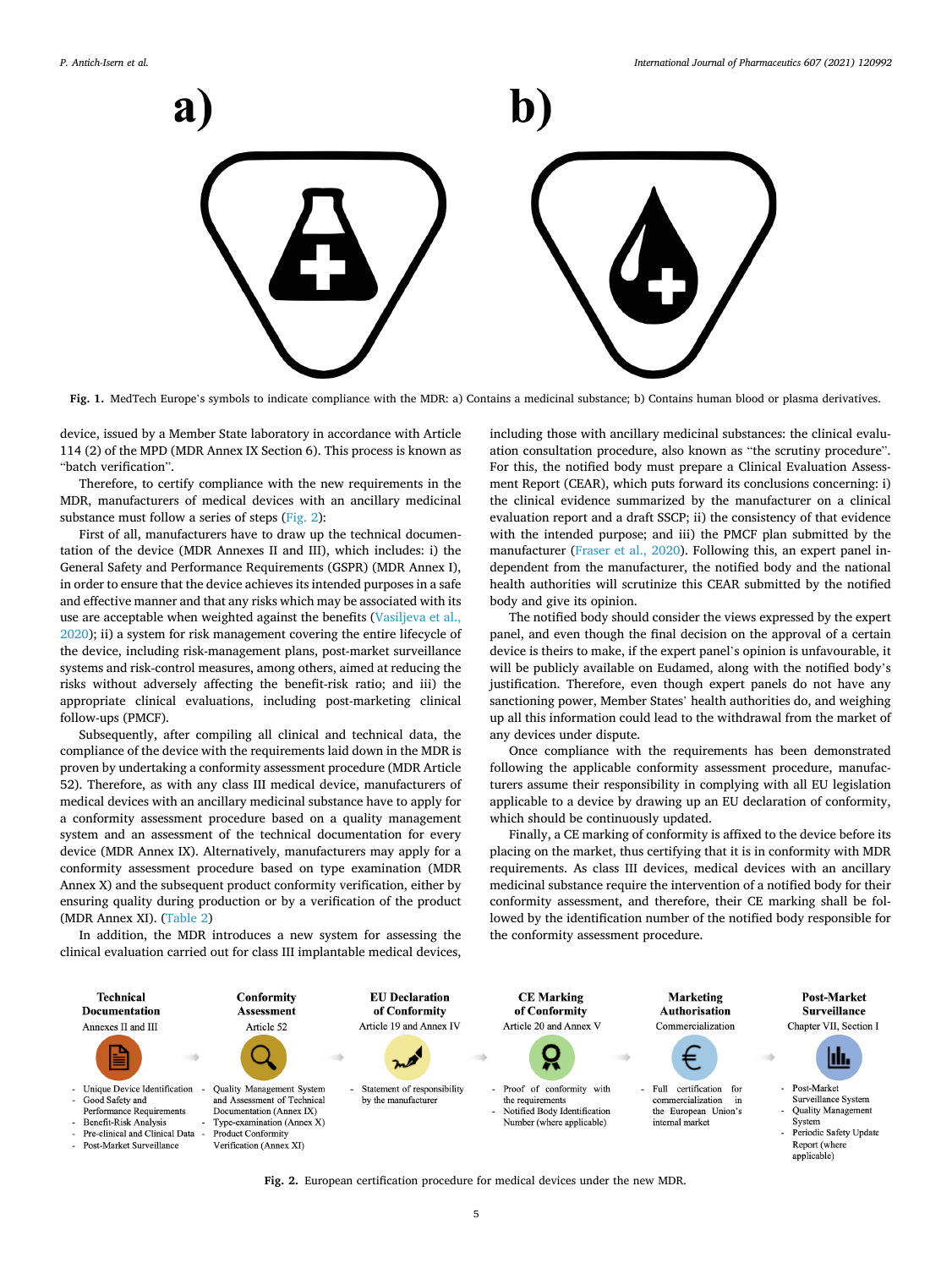Fig. 1. MedTech Europe's symbols to indicate compliance with the MDR: a) Contains a medicinal substance; b) Contains human blood or plasma derivatives.

device, issued by a Member State laboratory in accordance with Article 114 (2) of the MPD (MDR Annex IX Section 6). This process is known as "batch verification".

Therefore, to certify compliance with the new requirements in the MDR, manufacturers of medical devices with an ancillary medicinal substance must follow a series of steps (Fig. 2):

First of all, manufacturers have to draw up the technical documentation of the device (MDR Annexes II and III), which includes: i) the General Safety and Performance Requirements (GSPR) (MDR Annex I), in order to ensure that the device achieves its intended purposes in a safe and effective manner and that any risks which may be associated with its use are acceptable when weighted against the benefits (Vasiljeva et al., 2020); ii) a system for risk management covering the entire lifecycle of the device, including risk-management plans, post-market surveillance systems and risk-control measures, among others, aimed at reducing the risks without adversely affecting the benefit-risk ratio; and iii) the appropriate clinical evaluations, including post-marketing clinical follow-ups (PMCF).

Subsequently, after compiling all clinical and technical data, the compliance of the device with the requirements laid down in the MDR is proven by undertaking a conformity assessment procedure (MDR Article 52). Therefore, as with any class III medical device, manufacturers of medical devices with an ancillary medicinal substance have to apply for a conformity assessment procedure based on a quality management system and an assessment of the technical documentation for every device (MDR Annex IX). Alternatively, manufacturers may apply for a conformity assessment procedure based on type examination (MDR Annex X) and the subsequent product conformity verification, either by ensuring quality during production or by a verification of the product (MDR Annex XI). (Table 2)

In addition, the MDR introduces a new system for assessing the clinical evaluation carried out for class III implantable medical devices, including those with ancillary medicinal substances: the clinical evaluation consultation procedure, also known as "the scrutiny procedure". For this, the notified body must prepare a Clinical Evaluation Assessment Report (CEAR), which puts forward its conclusions concerning: i) the clinical evidence summarized by the manufacturer on a clinical evaluation report and a draft SSCP; ii) the consistency of that evidence with the intended purpose; and iii) the PMCF plan submitted by the manufacturer (Fraser et al., 2020). Following this, an expert panel independent from the manufacturer, the notified body and the national health authorities will scrutinize this CEAR submitted by the notified body and give its opinion.

The notified body should consider the views expressed by the expert panel, and even though the final decision on the approval of a certain device is theirs to make, if the expert panel's opinion is unfavourable, it will be publicly available on Eudamed, along with the notified body's justification. Therefore, even though expert panels do not have any sanctioning power, Member States' health authorities do, and weighing up all this information could lead to the withdrawal from the market of any devices under dispute.

Once compliance with the requirements has been demonstrated following the applicable conformity assessment procedure, manufacturers assume their responsibility in complying with all EU legislation applicable to a device by drawing up an EU declaration of conformity, which should be continuously updated.

Finally, a CE marking of conformity is affixed to the device before its placing on the market, thus certifying that it is in conformity with MDR requirements. As class III devices, medical devices with an ancillary medicinal substance require the intervention of a notified body for their conformity assessment, and therefore, their CE marking shall be followed by the identification number of the notified body responsible for the conformity assessment procedure.

| Technical Documentation | Conformity Assessment | EU Declaration of Conformity | CE Marking of Conformity | Marketing Authorisation | Post-Market Surveillance |
|---|---|---|---|---|---|
| Annexes II and III | Article 52 | Article 19 and Annex IV | Article 20 and Annex V | Commercialization | Chapter VII, Section I |
| - Unique Device Identification<br>- Good Safety and Performance Requirements<br>- Benefit-Risk Analysis<br>- Pre-clinical and Clinical Data<br>- Post-Market Surveillance | - Quality Management System and Assessment of Technical Documentation (Annex IX)<br>- Type-examination (Annex X)<br>- Product Conformity Verification (Annex XI) | - Statement of responsibility by the manufacturer | - Proof of conformity with the requirements<br>- Notified Body Identification Number (where applicable) | - Full certification for commercialization in the European Union's internal market | - Post-Market Surveillance System<br>- Quality Management System<br>- Periodic Safety Update Report (where applicable) |

Fig. 2. European certification procedure for medical devices under the new MDR.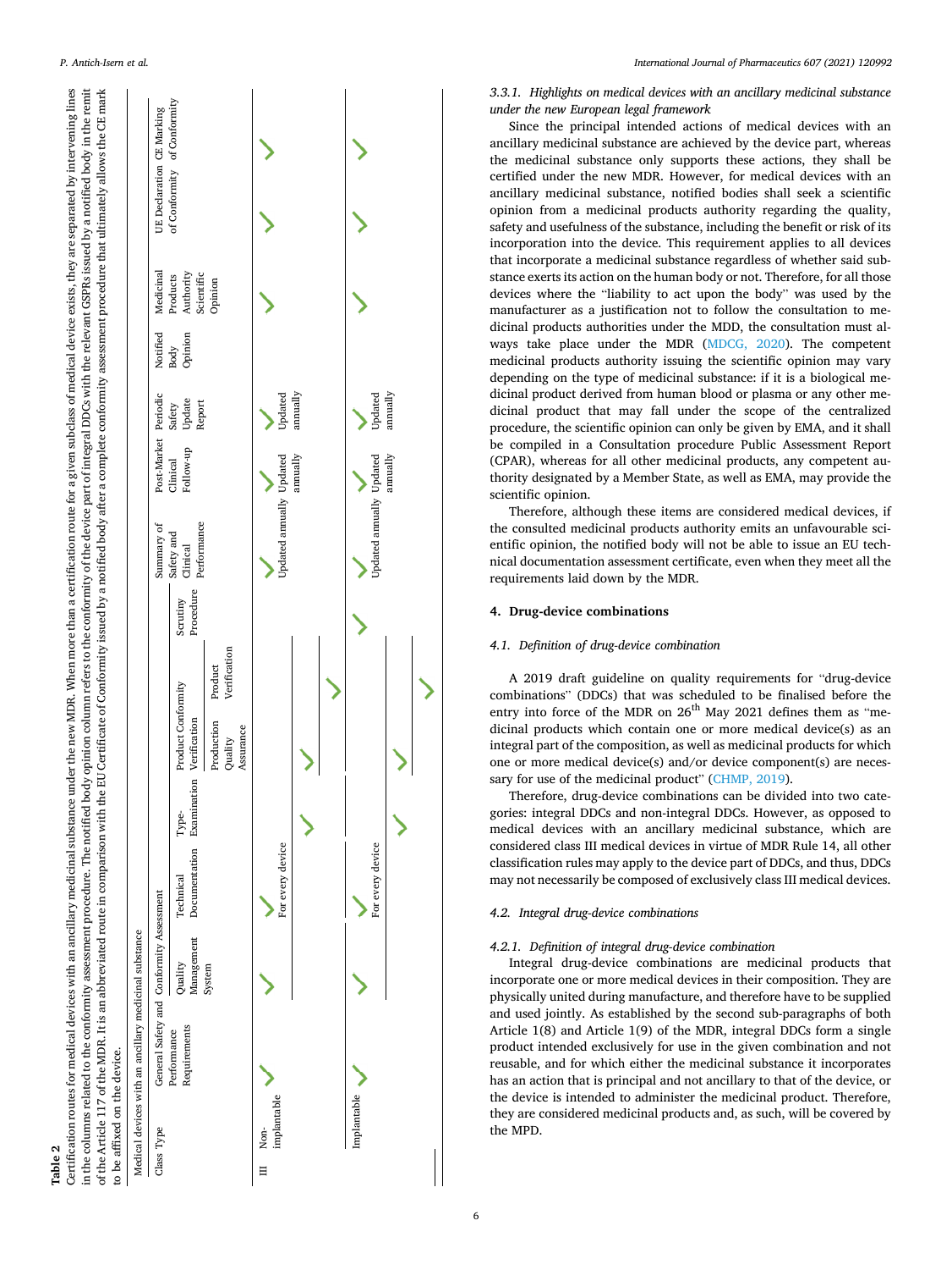**Table 2**
Certification routes for medical devices with an ancillary medicinal substance under the new MDR. When more than a certification route for a given subclass of medical device exists, they are separated by intervening lines in the columns related to the conformity assessment procedure. The notified body opinion column refers to the conformity of the device part of integral DDCs with the relevant GSPRs issued by a notified body in the remit of the Article 117 of the MDR. It is an abbreviated route in comparison with the EU Certificate of Conformity issued by a notified body after a complete conformity assessment procedure that ultimately allows the CE mark to be affixed on the device.

| Medical devices with an ancillary medicinal substance | | | | | | | | | | | | | | | |
|---|---|---|---|---|---|---|---|---|---|---|---|---|---|---|---|
| Class | Type | General Safety and Performance Requirements | Conformity Assessment | | | | | | Summary of Safety and Clinical Performance | Post-Market Clinical Follow-up | Periodic Safety Update Report | Notified Body Opinion | Medicinal Products Authority Scientific Opinion | UE Declaration of Conformity | CE Marking of Conformity |
| | | | Quality Management System | Technical Documentation | Type-Examination | Product Conformity Verification | | Scrutiny Procedure | | | | | | | |
| | | | | | | Production Quality Assurance | Product Verification | | | | | | | | |
| III | Non-implantable | ✓ | ✓ | ✓ For every device | | | | | ✓ Updated annually | ✓ Updated annually | ✓ Updated annually | | ✓ | ✓ | ✓ |
| | | | | | ✓ | ✓ | | | | | | | | | |
| | | | | | | | ✓ | | | | | | | | |
| | Implantable | ✓ | ✓ | ✓ For every device | | | | ✓ | ✓ Updated annually | ✓ Updated annually | ✓ Updated annually | | ✓ | ✓ | ✓ |
| | | | | | ✓ | ✓ | | | | | | | | | |
| | | | | | | | ✓ | | | | | | | | |

#### 3.3.1. Highlights on medical devices with an ancillary medicinal substance under the new European legal framework

Since the principal intended actions of medical devices with an ancillary medicinal substance are achieved by the device part, whereas the medicinal substance only supports these actions, they shall be certified under the new MDR. However, for medical devices with an ancillary medicinal substance, notified bodies shall seek a scientific opinion from a medicinal products authority regarding the quality, safety and usefulness of the substance, including the benefit or risk of its incorporation into the device. This requirement applies to all devices that incorporate a medicinal substance regardless of whether said substance exerts its action on the human body or not. Therefore, for all those devices where the "liability to act upon the body" was used by the manufacturer as a justification not to follow the consultation to medicinal products authorities under the MDD, the consultation must always take place under the MDR (MDCG, 2020). The competent medicinal products authority issuing the scientific opinion may vary depending on the type of medicinal substance: if it is a biological medicinal product derived from human blood or plasma or any other medicinal product that may fall under the scope of the centralized procedure, the scientific opinion can only be given by EMA, and it shall be compiled in a Consultation procedure Public Assessment Report (CPAR), whereas for all other medicinal products, any competent authority designated by a Member State, as well as EMA, may provide the scientific opinion.

Therefore, although these items are considered medical devices, if the consulted medicinal products authority emits an unfavourable scientific opinion, the notified body will not be able to issue an EU technical documentation assessment certificate, even when they meet all the requirements laid down by the MDR.

## 4. Drug-device combinations

### 4.1. Definition of drug-device combination

A 2019 draft guideline on quality requirements for "drug-device combinations" (DDCs) that was scheduled to be finalised before the entry into force of the MDR on 26th May 2021 defines them as "medicinal products which contain one or more medical device(s) as an integral part of the composition, as well as medicinal products for which one or more medical device(s) and/or device component(s) are necessary for use of the medicinal product" (CHMP, 2019).

Therefore, drug-device combinations can be divided into two categories: integral DDCs and non-integral DDCs. However, as opposed to medical devices with an ancillary medicinal substance, which are considered class III medical devices in virtue of MDR Rule 14, all other classification rules may apply to the device part of DDCs, and thus, DDCs may not necessarily be composed of exclusively class III medical devices.

### 4.2. Integral drug-device combinations

#### 4.2.1. Definition of integral drug-device combination

Integral drug-device combinations are medicinal products that incorporate one or more medical devices in their composition. They are physically united during manufacture, and therefore have to be supplied and used jointly. As established by the second sub-paragraphs of both Article 1(8) and Article 1(9) of the MDR, integral DDCs form a single product intended exclusively for use in the given combination and not reusable, and for which either the medicinal substance it incorporates has an action that is principal and not ancillary to that of the device, or the device is intended to administer the medicinal product. Therefore, they are considered medicinal products and, as such, will be covered by the MPD.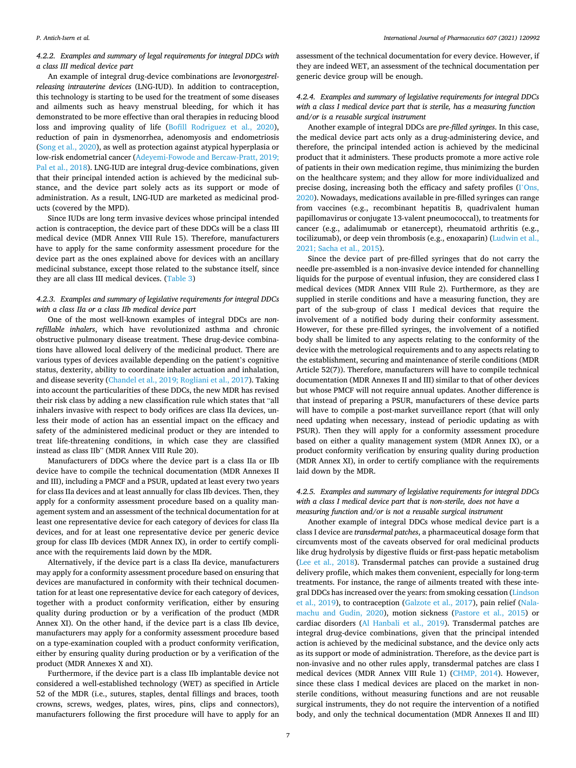#### 4.2.2. Examples and summary of legal requirements for integral DDCs with a class III medical device part

An example of integral drug-device combinations are *levonorgestrel-releasing intrauterine devices* (LNG-IUD). In addition to contraception, this technology is starting to be used for the treatment of some diseases and ailments such as heavy menstrual bleeding, for which it has demonstrated to be more effective than oral therapies in reducing blood loss and improving quality of life (Bofill Rodriguez et al., 2020), reduction of pain in dysmenorrhea, adenomyosis and endometriosis (Song et al., 2020), as well as protection against atypical hyperplasia or low-risk endometrial cancer (Adeyemi-Fowode and Bercaw-Pratt, 2019; Pal et al., 2018). LNG-IUD are integral drug-device combinations, given that their principal intended action is achieved by the medicinal substance, and the device part solely acts as its support or mode of administration. As a result, LNG-IUD are marketed as medicinal products (covered by the MPD).

Since IUDs are long term invasive devices whose principal intended action is contraception, the device part of these DDCs will be a class III medical device (MDR Annex VIII Rule 15). Therefore, manufacturers have to apply for the same conformity assessment procedure for the device part as the ones explained above for devices with an ancillary medicinal substance, except those related to the substance itself, since they are all class III medical devices. (Table 3)

#### 4.2.3. Examples and summary of legislative requirements for integral DDCs with a class IIa or a class IIb medical device part

One of the most well-known examples of integral DDCs are *non-refillable inhalers*, which have revolutionized asthma and chronic obstructive pulmonary disease treatment. These drug-device combinations have allowed local delivery of the medicinal product. There are various types of devices available depending on the patient's cognitive status, dexterity, ability to coordinate inhaler actuation and inhalation, and disease severity (Chandel et al., 2019; Rogliani et al., 2017). Taking into account the particularities of these DDCs, the new MDR has revised their risk class by adding a new classification rule which states that "all inhalers invasive with respect to body orifices are class IIa devices, unless their mode of action has an essential impact on the efficacy and safety of the administered medicinal product or they are intended to treat life-threatening conditions, in which case they are classified instead as class IIb" (MDR Annex VIII Rule 20).

Manufacturers of DDCs where the device part is a class IIa or IIb device have to compile the technical documentation (MDR Annexes II and III), including a PMCF and a PSUR, updated at least every two years for class IIa devices and at least annually for class IIb devices. Then, they apply for a conformity assessment procedure based on a quality management system and an assessment of the technical documentation for at least one representative device for each category of devices for class IIa devices, and for at least one representative device per generic device group for class IIb devices (MDR Annex IX), in order to certify compliance with the requirements laid down by the MDR.

Alternatively, if the device part is a class IIa device, manufacturers may apply for a conformity assessment procedure based on ensuring that devices are manufactured in conformity with their technical documentation for at least one representative device for each category of devices, together with a product conformity verification, either by ensuring quality during production or by a verification of the product (MDR Annex XI). On the other hand, if the device part is a class IIb device, manufacturers may apply for a conformity assessment procedure based on a type-examination coupled with a product conformity verification, either by ensuring quality during production or by a verification of the product (MDR Annexes X and XI).

Furthermore, if the device part is a class IIb implantable device not considered a well-established technology (WET) as specified in Article 52 of the MDR (i.e., sutures, staples, dental fillings and braces, tooth crowns, screws, wedges, plates, wires, pins, clips and connectors), manufacturers following the first procedure will have to apply for an assessment of the technical documentation for every device. However, if they are indeed WET, an assessment of the technical documentation per generic device group will be enough.

#### 4.2.4. Examples and summary of legislative requirements for integral DDCs with a class I medical device part that is sterile, has a measuring function and/or is a reusable surgical instrument

Another example of integral DDCs are *pre-filled syringes*. In this case, the medical device part acts only as a drug-administering device, and therefore, the principal intended action is achieved by the medicinal product that it administers. These products promote a more active role of patients in their own medication regime, thus minimizing the burden on the healthcare system; and they allow for more individualized and precise dosing, increasing both the efficacy and safety profiles (I`Ons, 2020). Nowadays, medications available in pre-filled syringes can range from vaccines (e.g., recombinant hepatitis B, quadrivalent human papillomavirus or conjugate 13-valent pneumococcal), to treatments for cancer (e.g., adalimumab or etanercept), rheumatoid arthritis (e.g., tocilizumab), or deep vein thrombosis (e.g., enoxaparin) (Ludwin et al., 2021; Sacha et al., 2015).

Since the device part of pre-filled syringes that do not carry the needle pre-assembled is a non-invasive device intended for channelling liquids for the purpose of eventual infusion, they are considered class I medical devices (MDR Annex VIII Rule 2). Furthermore, as they are supplied in sterile conditions and have a measuring function, they are part of the sub-group of class I medical devices that require the involvement of a notified body during their conformity assessment. However, for these pre-filled syringes, the involvement of a notified body shall be limited to any aspects relating to the conformity of the device with the metrological requirements and to any aspects relating to the establishment, securing and maintenance of sterile conditions (MDR Article 52(7)). Therefore, manufacturers will have to compile technical documentation (MDR Annexes II and III) similar to that of other devices but whose PMCF will not require annual updates. Another difference is that instead of preparing a PSUR, manufacturers of these device parts will have to compile a post-market surveillance report (that will only need updating when necessary, instead of periodic updating as with PSUR). Then they will apply for a conformity assessment procedure based on either a quality management system (MDR Annex IX), or a product conformity verification by ensuring quality during production (MDR Annex XI), in order to certify compliance with the requirements laid down by the MDR.

#### 4.2.5. Examples and summary of legislative requirements for integral DDCs with a class I medical device part that is non-sterile, does not have a measuring function and/or is not a reusable surgical instrument

Another example of integral DDCs whose medical device part is a class I device are *transdermal patches*, a pharmaceutical dosage form that circumvents most of the caveats observed for oral medicinal products like drug hydrolysis by digestive fluids or first-pass hepatic metabolism (Lee et al., 2018). Transdermal patches can provide a sustained drug delivery profile, which makes them convenient, especially for long-term treatments. For instance, the range of ailments treated with these integral DDCs has increased over the years: from smoking cessation (Lindson et al., 2019), to contraception (Galzote et al., 2017), pain relief (Nalamachu and Gudin, 2020), motion sickness (Pastore et al., 2015) or cardiac disorders (Al Hanbali et al., 2019). Transdermal patches are integral drug-device combinations, given that the principal intended action is achieved by the medicinal substance, and the device only acts as its support or mode of administration. Therefore, as the device part is non-invasive and no other rules apply, transdermal patches are class I medical devices (MDR Annex VIII Rule 1) (CHMP, 2014). However, since these class I medical devices are placed on the market in non-sterile conditions, without measuring functions and are not reusable surgical instruments, they do not require the intervention of a notified body, and only the technical documentation (MDR Annexes II and III)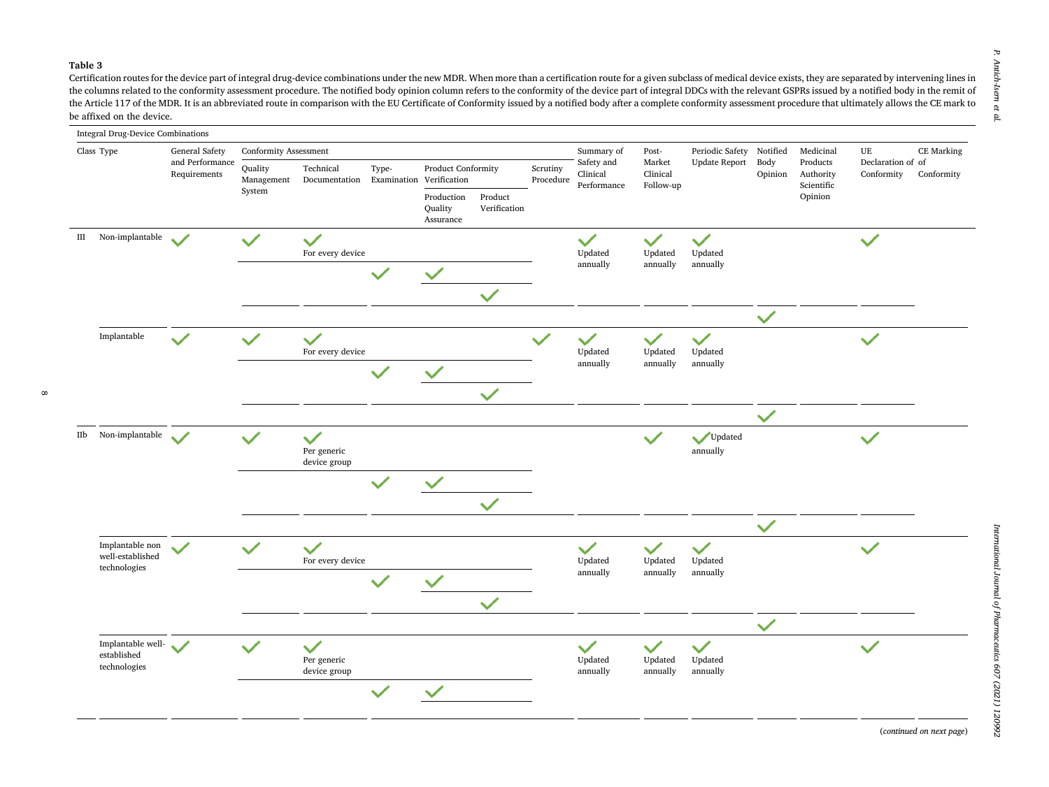**Table 3**

Certification routes for the device part of integral drug-device combinations under the new MDR. When more than a certification route for a given subclass of medical device exists, they are separated by intervening lines in the columns related to the conformity assessment procedure. The notified body opinion column refers to the conformity of the device part of integral DDCs with the relevant GSPRs issued by a notified body in the remit of the Article 117 of the MDR. It is an abbreviated route in comparison with the EU Certificate of Conformity issued by a notified body after a complete conformity assessment procedure that ultimately allows the CE mark to be affixed on the device.

| Integral Drug-Device Combinations | | | | | | | | | | | | | | | |
|---|---|---|---|---|---|---|---|---|---|---|---|---|---|---|---|
| Class | Type | General Safety and Performance Requirements | Conformity Assessment | | | | | | Summary of Safety and Clinical Performance | Post-Market Clinical Follow-up | Periodic Safety Update Report | Notified Body Opinion | Medicinal Products Authority Scientific Opinion | UE Declaration of Conformity | CE Marking of Conformity |
| | | | Quality Management System | Technical Documentation | Type-Examination | Product Conformity Verification | | Scrutiny Procedure | | | | | | | |
| | | | | | | Production Quality Assurance | Product Verification | | | | | | | | |
| III | Non-implantable | ✓ | ✓ | ✓ For every device | | | | | ✓ Updated annually | ✓ Updated annually | ✓ Updated annually | | | ✓ | |
| | | | | | ✓ | ✓ | | | | | | | | | |
| | | | | | | | ✓ | | | | | | | | |
| | | | | | | | | | | | | ✓ | | | |
| | Implantable | ✓ | ✓ | ✓ For every device | | | | ✓ | ✓ Updated annually | ✓ Updated annually | ✓ Updated annually | | | ✓ | |
| | | | | | ✓ | ✓ | | | | | | | | | |
| | | | | | | | ✓ | | | | | | | | |
| | | | | | | | | | | | | ✓ | | | |
| IIb | Non-implantable | ✓ | ✓ | ✓ Per generic device group | | | | | | ✓ | ✓ Updated annually | | | ✓ | |
| | | | | | ✓ | ✓ | | | | | | | | | |
| | | | | | | | ✓ | | | | | | | | |
| | | | | | | | | | | | | ✓ | | | |
| | Implantable non well-established technologies | ✓ | ✓ | ✓ For every device | | | | | ✓ Updated annually | ✓ Updated annually | ✓ Updated annually | | | ✓ | |
| | | | | | ✓ | ✓ | | | | | | | | | |
| | | | | | | | ✓ | | | | | | | | |
| | | | | | | | | | | | | ✓ | | | |
| | Implantable well-established technologies | ✓ | ✓ | ✓ Per generic device group | | | | | ✓ Updated annually | ✓ Updated annually | ✓ Updated annually | | | ✓ | |
| | | | | | ✓ | ✓ | | | | | | | | | |

(*continued on next page*)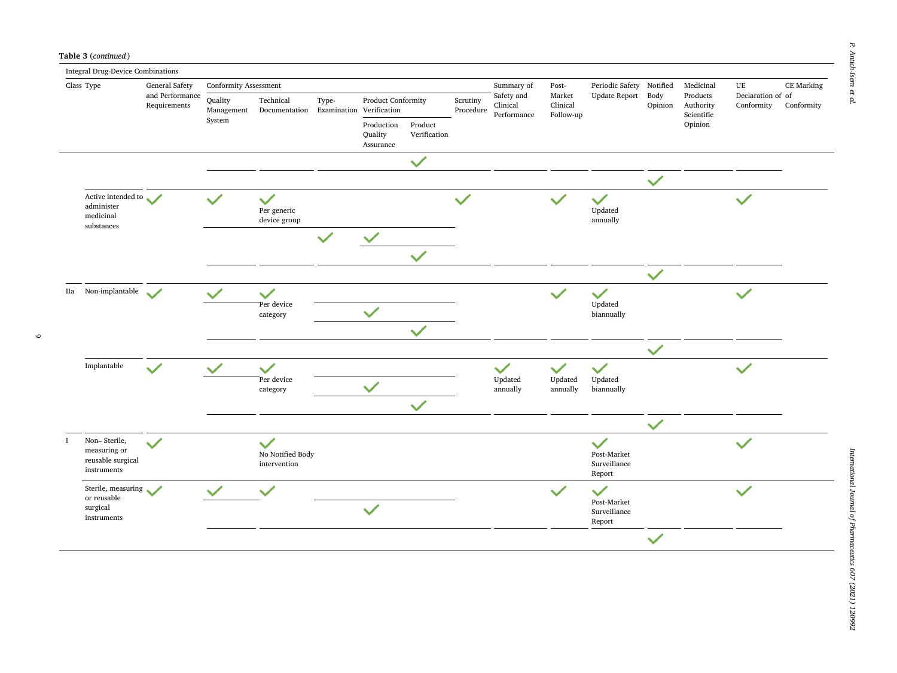**Table 3** (*continued*)

Integral Drug-Device Combinations

| Class | Type | General Safety and Performance Requirements | Conformity Assessment | | | | | | Summary of Safety and Clinical Performance | Post-Market Clinical Follow-up | Periodic Safety Update Report | Notified Body Opinion | Medicinal Products Authority Scientific Opinion | UE Declaration of Conformity | CE Marking of Conformity |
|---|---|---|---|---|---|---|---|---|---|---|---|---|---|---|---|
| | | | Quality Management System | Technical Documentation | Type-Examination | Product Conformity Verification | | Scrutiny Procedure | | | | | | | |
| | | | | | | Production Quality Assurance | Product Verification | | | | | | | | |
| | | | | | | | ✓ | | | | | | | | |
| | | | | | | | | | | | | ✓ | | | |
| | Active intended to administer medicinal substances | ✓ | ✓ | ✓ Per generic device group | | | | ✓ | | ✓ | ✓ Updated annually | | | ✓ | |
| | | | | | ✓ | ✓ | | | | | | | | | |
| | | | | | | | ✓ | | | | | | | | |
| | | | | | | | | | | | | ✓ | | | |
| IIa | Non-implantable | ✓ | ✓ | ✓ Per device category | | | | | | ✓ | ✓ Updated biannually | | | ✓ | |
| | | | | | | ✓ | | | | | | | | | |
| | | | | | | | ✓ | | | | | | | | |
| | | | | | | | | | | | | ✓ | | | |
| | Implantable | ✓ | ✓ | ✓ Per device category | | | | | ✓ Updated annually | ✓ Updated annually | ✓ Updated biannually | | | ✓ | |
| | | | | | | ✓ | | | | | | | | | |
| | | | | | | | ✓ | | | | | | | | |
| | | | | | | | | | | | | ✓ | | | |
| I | Non– Sterile, measuring or reusable surgical instruments | ✓ | | ✓ No Notified Body intervention | | | | | | | ✓ Post-Market Surveillance Report | | | ✓ | |
| | Sterile, measuring or reusable surgical instruments | ✓ | ✓ | ✓ | | | | | | ✓ | ✓ Post-Market Surveillance Report | | | ✓ | |
| | | | | | | ✓ | | | | | | | | | |
| | | | | | | | | | | | | ✓ | | | |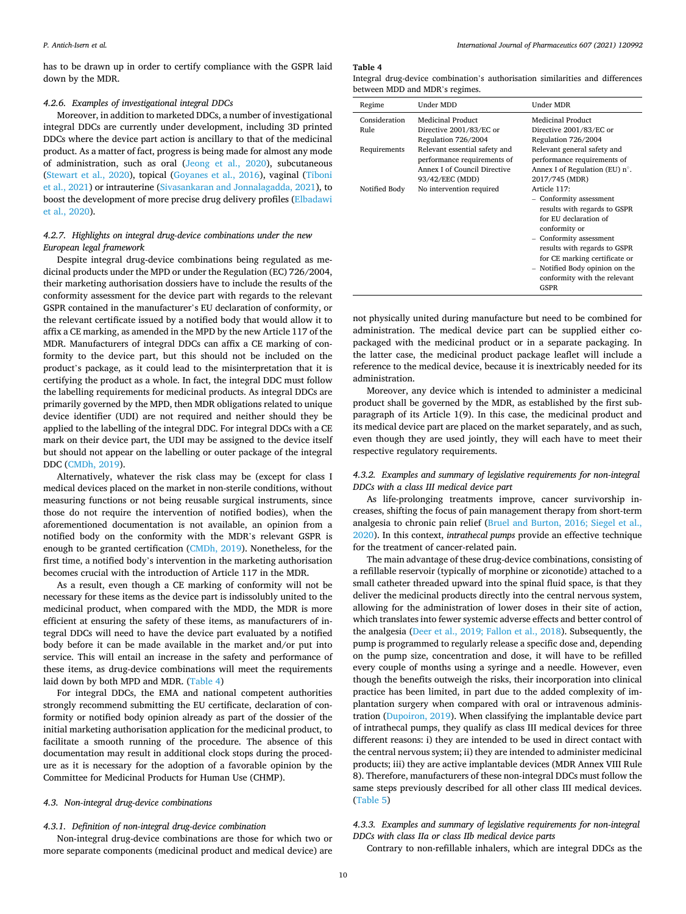has to be drawn up in order to certify compliance with the GSPR laid down by the MDR.

#### 4.2.6. Examples of investigational integral DDCs

Moreover, in addition to marketed DDCs, a number of investigational integral DDCs are currently under development, including 3D printed DDCs where the device part action is ancillary to that of the medicinal product. As a matter of fact, progress is being made for almost any mode of administration, such as oral (Jeong et al., 2020), subcutaneous (Stewart et al., 2020), topical (Goyanes et al., 2016), vaginal (Tiboni et al., 2021) or intrauterine (Sivasankaran and Jonnalagadda, 2021), to boost the development of more precise drug delivery profiles (Elbadawi et al., 2020).

#### 4.2.7. Highlights on integral drug-device combinations under the new European legal framework

Despite integral drug-device combinations being regulated as medicinal products under the MPD or under the Regulation (EC) 726/2004, their marketing authorisation dossiers have to include the results of the conformity assessment for the device part with regards to the relevant GSPR contained in the manufacturer's EU declaration of conformity, or the relevant certificate issued by a notified body that would allow it to affix a CE marking, as amended in the MPD by the new Article 117 of the MDR. Manufacturers of integral DDCs can affix a CE marking of conformity to the device part, but this should not be included on the product's package, as it could lead to the misinterpretation that it is certifying the product as a whole. In fact, the integral DDC must follow the labelling requirements for medicinal products. As integral DDCs are primarily governed by the MPD, then MDR obligations related to unique device identifier (UDI) are not required and neither should they be applied to the labelling of the integral DDC. For integral DDCs with a CE mark on their device part, the UDI may be assigned to the device itself but should not appear on the labelling or outer package of the integral DDC (CMDh, 2019).

Alternatively, whatever the risk class may be (except for class I medical devices placed on the market in non-sterile conditions, without measuring functions or not being reusable surgical instruments, since those do not require the intervention of notified bodies), when the aforementioned documentation is not available, an opinion from a notified body on the conformity with the MDR's relevant GSPR is enough to be granted certification (CMDh, 2019). Nonetheless, for the first time, a notified body's intervention in the marketing authorisation becomes crucial with the introduction of Article 117 in the MDR.

As a result, even though a CE marking of conformity will not be necessary for these items as the device part is indissolubly united to the medicinal product, when compared with the MDD, the MDR is more efficient at ensuring the safety of these items, as manufacturers of integral DDCs will need to have the device part evaluated by a notified body before it can be made available in the market and/or put into service. This will entail an increase in the safety and performance of these items, as drug-device combinations will meet the requirements laid down by both MPD and MDR. (Table 4)

For integral DDCs, the EMA and national competent authorities strongly recommend submitting the EU certificate, declaration of conformity or notified body opinion already as part of the dossier of the initial marketing authorisation application for the medicinal product, to facilitate a smooth running of the procedure. The absence of this documentation may result in additional clock stops during the procedure as it is necessary for the adoption of a favorable opinion by the Committee for Medicinal Products for Human Use (CHMP).

**Table 4**
Integral drug-device combination's authorisation similarities and differences between MDD and MDR's regimes.

| Regime | Under MDD | Under MDR |
|---|---|---|
| Consideration Rule | Medicinal Product Directive 2001/83/EC or Regulation 726/2004 | Medicinal Product Directive 2001/83/EC or Regulation 726/2004 |
| Requirements | Relevant essential safety and performance requirements of Annex I of Council Directive 93/42/EEC (MDD) | Relevant general safety and performance requirements of Annex I of Regulation (EU) n°. 2017/745 (MDR) |
| Notified Body | No intervention required | Article 117: – Conformity assessment results with regards to GSPR for EU declaration of conformity or – Conformity assessment results with regards to GSPR for CE marking certificate or – Notified Body opinion on the conformity with the relevant GSPR |

### 4.3. Non-integral drug-device combinations

#### 4.3.1. Definition of non-integral drug-device combination

Non-integral drug-device combinations are those for which two or more separate components (medicinal product and medical device) are not physically united during manufacture but need to be combined for administration. The medical device part can be supplied either co-packaged with the medicinal product or in a separate packaging. In the latter case, the medicinal product package leaflet will include a reference to the medical device, because it is inextricably needed for its administration.

Moreover, any device which is intended to administer a medicinal product shall be governed by the MDR, as established by the first subparagraph of its Article 1(9). In this case, the medicinal product and its medical device part are placed on the market separately, and as such, even though they are used jointly, they will each have to meet their respective regulatory requirements.

#### 4.3.2. Examples and summary of legislative requirements for non-integral DDCs with a class III medical device part

As life-prolonging treatments improve, cancer survivorship increases, shifting the focus of pain management therapy from short-term analgesia to chronic pain relief (Bruel and Burton, 2016; Siegel et al., 2020). In this context, *intrathecal pumps* provide an effective technique for the treatment of cancer-related pain.

The main advantage of these drug-device combinations, consisting of a refillable reservoir (typically of morphine or ziconotide) attached to a small catheter threaded upward into the spinal fluid space, is that they deliver the medicinal products directly into the central nervous system, allowing for the administration of lower doses in their site of action, which translates into fewer systemic adverse effects and better control of the analgesia (Deer et al., 2019; Fallon et al., 2018). Subsequently, the pump is programmed to regularly release a specific dose and, depending on the pump size, concentration and dose, it will have to be refilled every couple of months using a syringe and a needle. However, even though the benefits outweigh the risks, their incorporation into clinical practice has been limited, in part due to the added complexity of implantation surgery when compared with oral or intravenous administration (Dupoiron, 2019). When classifying the implantable device part of intrathecal pumps, they qualify as class III medical devices for three different reasons: i) they are intended to be used in direct contact with the central nervous system; ii) they are intended to administer medicinal products; iii) they are active implantable devices (MDR Annex VIII Rule 8). Therefore, manufacturers of these non-integral DDCs must follow the same steps previously described for all other class III medical devices. (Table 5)

#### 4.3.3. Examples and summary of legislative requirements for non-integral DDCs with class IIa or class IIb medical device parts

Contrary to non-refillable inhalers, which are integral DDCs as the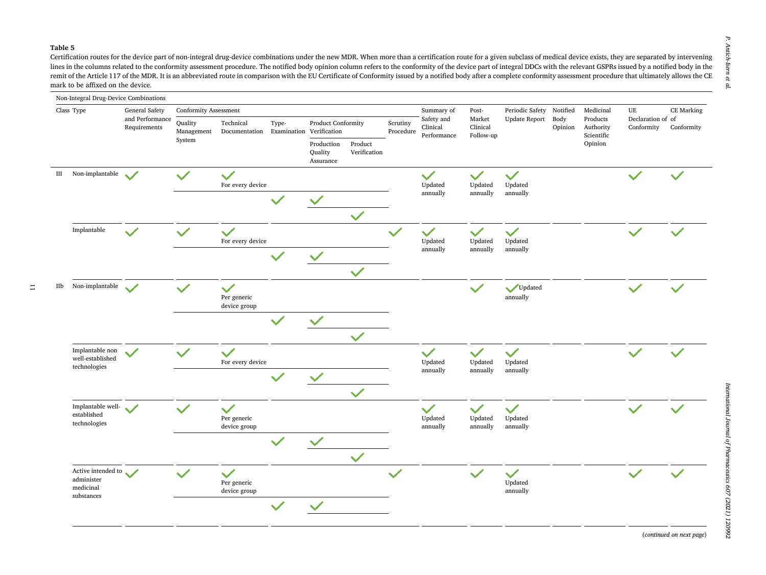**Table 5**
Certification routes for the device part of non-integral drug-device combinations under the new MDR. When more than a certification route for a given subclass of medical device exists, they are separated by intervening lines in the columns related to the conformity assessment procedure. The notified body opinion column refers to the conformity of the device part of integral DDCs with the relevant GSPRs issued by a notified body in the remit of the Article 117 of the MDR. It is an abbreviated route in comparison with the EU Certificate of Conformity issued by a notified body after a complete conformity assessment procedure that ultimately allows the CE mark to be affixed on the device.

| Non-Integral Drug-Device Combinations | | | | | | | | | | | | | | | | |
|---|---|---|---|---|---|---|---|---|---|---|---|---|---|---|---|---|
| Class | Type | General Safety and Performance Requirements | Conformity Assessment | | | | | | Summary of Safety and Clinical Performance | Post-Market Clinical Follow-up | Periodic Safety Update Report | Notified Body Opinion | Medicinal Products Authority Scientific Opinion | UE Declaration of Conformity | CE Marking of Conformity |
| | | | Quality Management System | Technical Documentation | Type-Examination | Product Conformity Verification | | Scrutiny Procedure | | | | | | | |
| | | | | | | Production Quality Assurance | Product Verification | | | | | | | | |
| III | Non-implantable | ✓ | ✓ | ✓ For every device | | | | | ✓ Updated annually | ✓ Updated annually | ✓ Updated annually | | | ✓ | ✓ |
| | | | | | ✓ | ✓ | | | | | | | | | |
| | | | | | | | ✓ | | | | | | | | |
| | Implantable | ✓ | ✓ | ✓ For every device | | | | ✓ | ✓ Updated annually | ✓ Updated annually | ✓ Updated annually | | | ✓ | ✓ |
| | | | | | ✓ | ✓ | | | | | | | | | |
| | | | | | | | ✓ | | | | | | | | |
| IIb | Non-implantable | ✓ | ✓ | ✓ Per generic device group | | | | | | ✓ | ✓ Updated annually | | | ✓ | ✓ |
| | | | | | ✓ | ✓ | | | | | | | | | |
| | | | | | | | ✓ | | | | | | | | |
| | Implantable non well-established technologies | ✓ | ✓ | ✓ For every device | | | | | ✓ Updated annually | ✓ Updated annually | ✓ Updated annually | | | ✓ | ✓ |
| | | | | | ✓ | ✓ | | | | | | | | | |
| | | | | | | | ✓ | | | | | | | | |
| | Implantable well-established technologies | ✓ | ✓ | ✓ Per generic device group | | | | | ✓ Updated annually | ✓ Updated annually | ✓ Updated annually | | | ✓ | ✓ |
| | | | | | ✓ | ✓ | | | | | | | | | |
| | | | | | | | ✓ | | | | | | | | |
| | Active intended to administer medicinal substances | ✓ | ✓ | ✓ Per generic device group | | | | ✓ | | ✓ | ✓ Updated annually | | | ✓ | ✓ |
| | | | | | ✓ | ✓ | | | | | | | | | |

(*continued on next page*)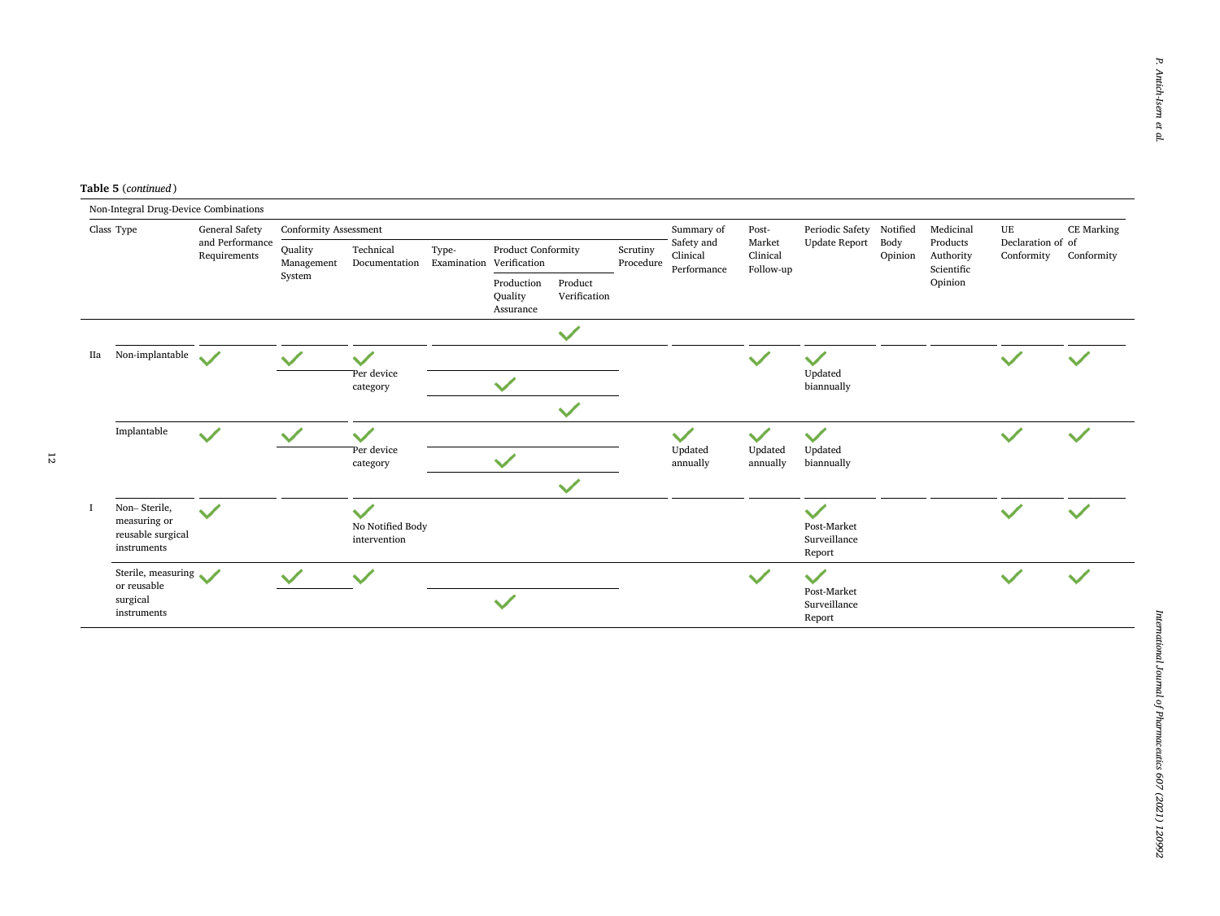**Table 5** (*continued*)

Non-Integral Drug-Device Combinations

| Class | Type | General Safety and Performance Requirements | Conformity Assessment | | | | | | Summary of Safety and Clinical Performance | Post-Market Clinical Follow-up | Periodic Safety Update Report | Notified Body Opinion | Medicinal Products Authority Scientific Opinion | UE Declaration of Conformity | CE Marking of Conformity |
|---|---|---|---|---|---|---|---|---|---|---|---|---|---|---|---|
| | | | Quality Management System | Technical Documentation | Type-Examination | Product Conformity Verification | | Scrutiny Procedure | | | | | | | |
| | | | | | | Production Quality Assurance | Product Verification | | | | | | | | |
| | | | | | | | ✓ | | | | | | | | |
| IIa | Non-implantable | ✓ | ✓ | ✓ Per device category | | | | | | ✓ | ✓ Updated biannually | | | ✓ | ✓ |
| | | | | | | ✓ | | | | | | | | | |
| | | | | | | | ✓ | | | | | | | | |
| | Implantable | ✓ | ✓ | ✓ Per device category | | | | | ✓ Updated annually | ✓ Updated annually | ✓ Updated biannually | | | ✓ | ✓ |
| | | | | | | ✓ | | | | | | | | | |
| | | | | | | | ✓ | | | | | | | | |
| I | Non– Sterile, measuring or reusable surgical instruments | ✓ | | ✓ No Notified Body intervention | | | | | | | ✓ Post-Market Surveillance Report | | | ✓ | ✓ |
| | Sterile, measuring or reusable surgical instruments | ✓ | ✓ | ✓ | | | | | | ✓ | ✓ Post-Market Surveillance Report | | | ✓ | ✓ |
| | | | | | | ✓ | | | | | | | | | |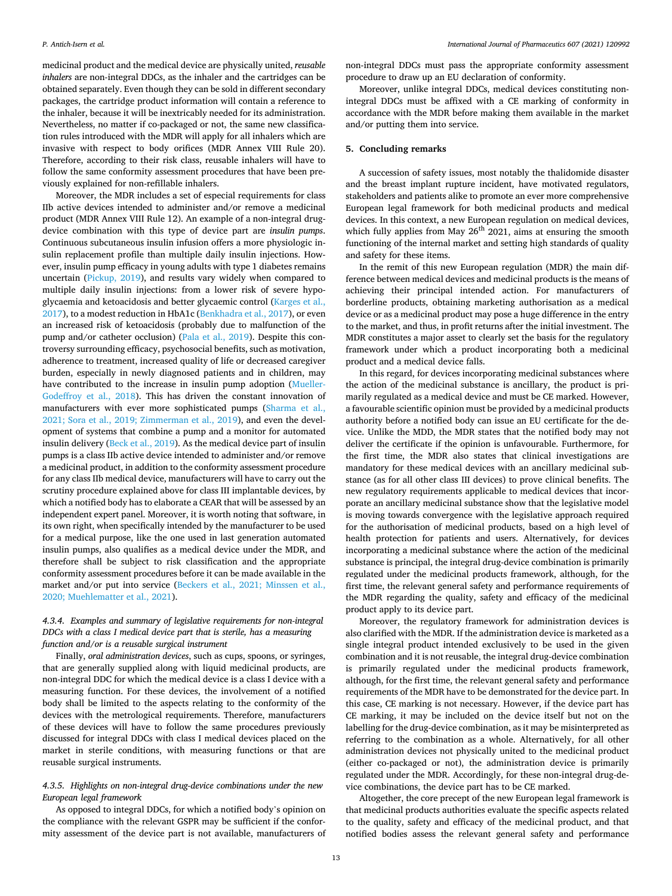medicinal product and the medical device are physically united, *reusable inhalers* are non-integral DDCs, as the inhaler and the cartridges can be obtained separately. Even though they can be sold in different secondary packages, the cartridge product information will contain a reference to the inhaler, because it will be inextricably needed for its administration. Nevertheless, no matter if co-packaged or not, the same new classification rules introduced with the MDR will apply for all inhalers which are invasive with respect to body orifices (MDR Annex VIII Rule 20). Therefore, according to their risk class, reusable inhalers will have to follow the same conformity assessment procedures that have been previously explained for non-refillable inhalers.

Moreover, the MDR includes a set of especial requirements for class IIb active devices intended to administer and/or remove a medicinal product (MDR Annex VIII Rule 12). An example of a non-integral drug-device combination with this type of device part are *insulin pumps*. Continuous subcutaneous insulin infusion offers a more physiologic insulin replacement profile than multiple daily insulin injections. However, insulin pump efficacy in young adults with type 1 diabetes remains uncertain (Pickup, 2019), and results vary widely when compared to multiple daily insulin injections: from a lower risk of severe hypoglycaemia and ketoacidosis and better glycaemic control (Karges et al., 2017), to a modest reduction in HbA1c (Benkhadra et al., 2017), or even an increased risk of ketoacidosis (probably due to malfunction of the pump and/or catheter occlusion) (Pala et al., 2019). Despite this controversy surrounding efficacy, psychosocial benefits, such as motivation, adherence to treatment, increased quality of life or decreased caregiver burden, especially in newly diagnosed patients and in children, may have contributed to the increase in insulin pump adoption (Mueller-Godeffroy et al., 2018). This has driven the constant innovation of manufacturers with ever more sophisticated pumps (Sharma et al., 2021; Sora et al., 2019; Zimmerman et al., 2019), and even the development of systems that combine a pump and a monitor for automated insulin delivery (Beck et al., 2019). As the medical device part of insulin pumps is a class IIb active device intended to administer or remove a medicinal product, in addition to the conformity assessment procedure for any class IIb medical device, manufacturers will have to carry out the scrutiny procedure explained above for class III implantable devices, by which a notified body has to elaborate a CEAR that will be assessed by an independent expert panel. Moreover, it is worth noting that software, in its own right, when specifically intended by the manufacturer to be used for a medical purpose, like the one used in last generation automated insulin pumps, also qualifies as a medical device under the MDR, and therefore shall be subject to risk classification and the appropriate conformity assessment procedures before it can be made available in the market and/or put into service (Beckers et al., 2021; Minssen et al., 2020; Muehlematter et al., 2021).

#### *4.3.4. Examples and summary of legislative requirements for non-integral DDCs with a class I medical device part that is sterile, has a measuring function and/or is a reusable surgical instrument*

Finally, *oral administration devices*, such as cups, spoons, or syringes, that are generally supplied along with liquid medicinal products, are non-integral DDC for which the medical device is a class I device with a measuring function. For these devices, the involvement of a notified body shall be limited to the aspects relating to the conformity of the devices with the metrological requirements. Therefore, manufacturers of these devices will have to follow the same procedures previously discussed for integral DDCs with class I medical devices placed on the market in sterile conditions, with measuring functions or that are reusable surgical instruments.

#### *4.3.5. Highlights on non-integral drug-device combinations under the new European legal framework*

As opposed to integral DDCs, for which a notified body's opinion on the compliance with the relevant GSPR may be sufficient if the conformity assessment of the device part is not available, manufacturers of non-integral DDCs must pass the appropriate conformity assessment procedure to draw up an EU declaration of conformity.

Moreover, unlike integral DDCs, medical devices constituting non-integral DDCs must be affixed with a CE marking of conformity in accordance with the MDR before making them available in the market and/or putting them into service.

## 5. Concluding remarks

A succession of safety issues, most notably the thalidomide disaster and the breast implant rupture incident, have motivated regulators, stakeholders and patients alike to promote an ever more comprehensive European legal framework for both medicinal products and medical devices. In this context, a new European regulation on medical devices, which fully applies from May 26th 2021, aims at ensuring the smooth functioning of the internal market and setting high standards of quality and safety for these items.

In the remit of this new European regulation (MDR) the main difference between medical devices and medicinal products is the means of achieving their principal intended action. For manufacturers of borderline products, obtaining marketing authorisation as a medical device or as a medicinal product may pose a huge difference in the entry to the market, and thus, in profit returns after the initial investment. The MDR constitutes a major asset to clearly set the basis for the regulatory framework under which a product incorporating both a medicinal product and a medical device falls.

In this regard, for devices incorporating medicinal substances where the action of the medicinal substance is ancillary, the product is primarily regulated as a medical device and must be CE marked. However, a favourable scientific opinion must be provided by a medicinal products authority before a notified body can issue an EU certificate for the device. Unlike the MDD, the MDR states that the notified body may not deliver the certificate if the opinion is unfavourable. Furthermore, for the first time, the MDR also states that clinical investigations are mandatory for these medical devices with an ancillary medicinal substance (as for all other class III devices) to prove clinical benefits. The new regulatory requirements applicable to medical devices that incorporate an ancillary medicinal substance show that the legislative model is moving towards convergence with the legislative approach required for the authorisation of medicinal products, based on a high level of health protection for patients and users. Alternatively, for devices incorporating a medicinal substance where the action of the medicinal substance is principal, the integral drug-device combination is primarily regulated under the medicinal products framework, although, for the first time, the relevant general safety and performance requirements of the MDR regarding the quality, safety and efficacy of the medicinal product apply to its device part.

Moreover, the regulatory framework for administration devices is also clarified with the MDR. If the administration device is marketed as a single integral product intended exclusively to be used in the given combination and it is not reusable, the integral drug-device combination is primarily regulated under the medicinal products framework, although, for the first time, the relevant general safety and performance requirements of the MDR have to be demonstrated for the device part. In this case, CE marking is not necessary. However, if the device part has CE marking, it may be included on the device itself but not on the labelling for the drug-device combination, as it may be misinterpreted as referring to the combination as a whole. Alternatively, for all other administration devices not physically united to the medicinal product (either co-packaged or not), the administration device is primarily regulated under the MDR. Accordingly, for these non-integral drug-device combinations, the device part has to be CE marked.

Altogether, the core precept of the new European legal framework is that medicinal products authorities evaluate the specific aspects related to the quality, safety and efficacy of the medicinal product, and that notified bodies assess the relevant general safety and performance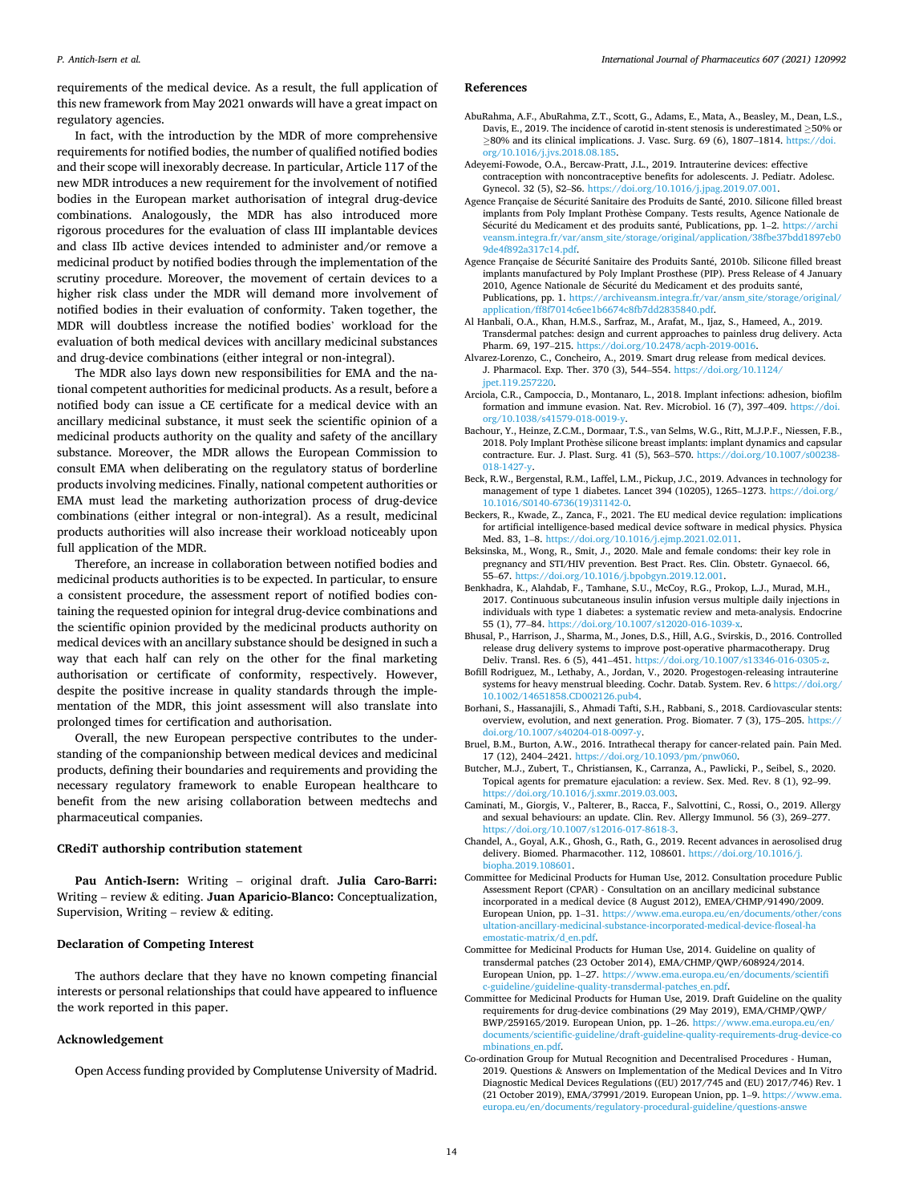requirements of the medical device. As a result, the full application of this new framework from May 2021 onwards will have a great impact on regulatory agencies.

In fact, with the introduction by the MDR of more comprehensive requirements for notified bodies, the number of qualified notified bodies and their scope will inexorably decrease. In particular, Article 117 of the new MDR introduces a new requirement for the involvement of notified bodies in the European market authorisation of integral drug-device combinations. Analogously, the MDR has also introduced more rigorous procedures for the evaluation of class III implantable devices and class IIb active devices intended to administer and/or remove a medicinal product by notified bodies through the implementation of the scrutiny procedure. Moreover, the movement of certain devices to a higher risk class under the MDR will demand more involvement of notified bodies in their evaluation of conformity. Taken together, the MDR will doubtless increase the notified bodies' workload for the evaluation of both medical devices with ancillary medicinal substances and drug-device combinations (either integral or non-integral).

The MDR also lays down new responsibilities for EMA and the national competent authorities for medicinal products. As a result, before a notified body can issue a CE certificate for a medical device with an ancillary medicinal substance, it must seek the scientific opinion of a medicinal products authority on the quality and safety of the ancillary substance. Moreover, the MDR allows the European Commission to consult EMA when deliberating on the regulatory status of borderline products involving medicines. Finally, national competent authorities or EMA must lead the marketing authorization process of drug-device combinations (either integral or non-integral). As a result, medicinal products authorities will also increase their workload noticeably upon full application of the MDR.

Therefore, an increase in collaboration between notified bodies and medicinal products authorities is to be expected. In particular, to ensure a consistent procedure, the assessment report of notified bodies containing the requested opinion for integral drug-device combinations and the scientific opinion provided by the medicinal products authority on medical devices with an ancillary substance should be designed in such a way that each half can rely on the other for the final marketing authorisation or certificate of conformity, respectively. However, despite the positive increase in quality standards through the implementation of the MDR, this joint assessment will also translate into prolonged times for certification and authorisation.

Overall, the new European perspective contributes to the understanding of the companionship between medical devices and medicinal products, defining their boundaries and requirements and providing the necessary regulatory framework to enable European healthcare to benefit from the new arising collaboration between medtechs and pharmaceutical companies.

## CRediT authorship contribution statement

**Pau Antich-Isern:** Writing – original draft. **Julia Caro-Barri:** Writing – review & editing. **Juan Aparicio-Blanco:** Conceptualization, Supervision, Writing – review & editing.

## Declaration of Competing Interest

The authors declare that they have no known competing financial interests or personal relationships that could have appeared to influence the work reported in this paper.

## Acknowledgement

Open Access funding provided by Complutense University of Madrid.

## References

AbuRahma, A.F., AbuRahma, Z.T., Scott, G., Adams, E., Mata, A., Beasley, M., Dean, L.S., Davis, E., 2019. The incidence of carotid in-stent stenosis is underestimated ≥50% or ≥80% and its clinical implications. J. Vasc. Surg. 69 (6), 1807–1814. https://doi.org/10.1016/j.jvs.2018.08.185.

Adeyemi-Fowode, O.A., Bercaw-Pratt, J.L., 2019. Intrauterine devices: effective contraception with noncontraceptive benefits for adolescents. J. Pediatr. Adolesc. Gynecol. 32 (5), S2–S6. https://doi.org/10.1016/j.jpag.2019.07.001.

Agence Française de Sécurité Sanitaire des Produits de Santé, 2010. Silicone filled breast implants from Poly Implant Prothèse Company. Tests results, Agence Nationale de Sécurité du Medicament et des produits santé, Publications, pp. 1–2. https://archiveansm.integra.fr/var/ansm_site/storage/original/application/38fbe37bdd1897eb09de4f892a317c14.pdf.

Agence Française de Sécurité Sanitaire des Produits Santé, 2010b. Silicone filled breast implants manufactured by Poly Implant Prosthese (PIP). Press Release of 4 January 2010, Agence Nationale de Sécurité du Medicament et des produits santé, Publications, pp. 1. https://archiveansm.integra.fr/var/ansm_site/storage/original/application/ff8f7014c6ee1b6674c8fb7dd2835840.pdf.

Al Hanbali, O.A., Khan, H.M.S., Sarfraz, M., Arafat, M., Ijaz, S., Hameed, A., 2019. Transdermal patches: design and current approaches to painless drug delivery. Acta Pharm. 69, 197–215. https://doi.org/10.2478/acph-2019-0016.

Alvarez-Lorenzo, C., Concheiro, A., 2019. Smart drug release from medical devices. J. Pharmacol. Exp. Ther. 370 (3), 544–554. https://doi.org/10.1124/jpet.119.257220.

Arciola, C.R., Campoccia, D., Montanaro, L., 2018. Implant infections: adhesion, biofilm formation and immune evasion. Nat. Rev. Microbiol. 16 (7), 397–409. https://doi.org/10.1038/s41579-018-0019-y.

Bachour, Y., Heinze, Z.C.M., Dormaar, T.S., van Selms, W.G., Ritt, M.J.P.F., Niessen, F.B., 2018. Poly Implant Prothèse silicone breast implants: implant dynamics and capsular contracture. Eur. J. Plast. Surg. 41 (5), 563–570. https://doi.org/10.1007/s00238-018-1427-y.

Beck, R.W., Bergenstal, R.M., Laffel, L.M., Pickup, J.C., 2019. Advances in technology for management of type 1 diabetes. Lancet 394 (10205), 1265–1273. https://doi.org/10.1016/S0140-6736(19)31142-0.

Beckers, R., Kwade, Z., Zanca, F., 2021. The EU medical device regulation: implications for artificial intelligence-based medical device software in medical physics. Physica Med. 83, 1–8. https://doi.org/10.1016/j.ejmp.2021.02.011.

Beksinska, M., Wong, R., Smit, J., 2020. Male and female condoms: their key role in pregnancy and STI/HIV prevention. Best Pract. Res. Clin. Obstetr. Gynaecol. 66, 55–67. https://doi.org/10.1016/j.bpobgyn.2019.12.001.

Benkhadra, K., Alahdab, F., Tamhane, S.U., McCoy, R.G., Prokop, L.J., Murad, M.H., 2017. Continuous subcutaneous insulin infusion versus multiple daily injections in individuals with type 1 diabetes: a systematic review and meta-analysis. Endocrine 55 (1), 77–84. https://doi.org/10.1007/s12020-016-1039-x.

Bhusal, P., Harrison, J., Sharma, M., Jones, D.S., Hill, A.G., Svirskis, D., 2016. Controlled release drug delivery systems to improve post-operative pharmacotherapy. Drug Deliv. Transl. Res. 6 (5), 441–451. https://doi.org/10.1007/s13346-016-0305-z.

Bofill Rodriguez, M., Lethaby, A., Jordan, V., 2020. Progestogen-releasing intrauterine systems for heavy menstrual bleeding. Cochr. Datab. System. Rev. 6 https://doi.org/10.1002/14651858.CD002126.pub4.

Borhani, S., Hassanajili, S., Ahmadi Tafti, S.H., Rabbani, S., 2018. Cardiovascular stents: overview, evolution, and next generation. Prog. Biomater. 7 (3), 175–205. https://doi.org/10.1007/s40204-018-0097-y.

Bruel, B.M., Burton, A.W., 2016. Intrathecal therapy for cancer-related pain. Pain Med. 17 (12), 2404–2421. https://doi.org/10.1093/pm/pnw060.

Butcher, M.J., Zubert, T., Christiansen, K., Carranza, A., Pawlicki, P., Seibel, S., 2020. Topical agents for premature ejaculation: a review. Sex. Med. Rev. 8 (1), 92–99. https://doi.org/10.1016/j.sxmr.2019.03.003.

Caminati, M., Giorgis, V., Palterer, B., Racca, F., Salvottini, C., Rossi, O., 2019. Allergy and sexual behaviours: an update. Clin. Rev. Allergy Immunol. 56 (3), 269–277. https://doi.org/10.1007/s12016-017-8618-3.

Chandel, A., Goyal, A.K., Ghosh, G., Rath, G., 2019. Recent advances in aerosolised drug delivery. Biomed. Pharmacother. 112, 108601. https://doi.org/10.1016/j.biopha.2019.108601.

Committee for Medicinal Products for Human Use, 2012. Consultation procedure Public Assessment Report (CPAR) - Consultation on an ancillary medicinal substance incorporated in a medical device (8 August 2012), EMEA/CHMP/91490/2009. European Union, pp. 1–31. https://www.ema.europa.eu/en/documents/other/consultation-ancillary-medicinal-substance-incorporated-medical-device-floseal-haemostatic-matrix/d_en.pdf.

Committee for Medicinal Products for Human Use, 2014. Guideline on quality of transdermal patches (23 October 2014), EMA/CHMP/QWP/608924/2014. European Union, pp. 1–27. https://www.ema.europa.eu/en/documents/scientific-guideline/guideline-quality-transdermal-patches_en.pdf.

Committee for Medicinal Products for Human Use, 2019. Draft Guideline on the quality requirements for drug-device combinations (29 May 2019), EMA/CHMP/QWP/BWP/259165/2019. European Union, pp. 1–26. https://www.ema.europa.eu/en/documents/scientific-guideline/draft-guideline-quality-requirements-drug-device-combinations_en.pdf.

Co-ordination Group for Mutual Recognition and Decentralised Procedures - Human, 2019. Questions & Answers on Implementation of the Medical Devices and In Vitro Diagnostic Medical Devices Regulations ((EU) 2017/745 and (EU) 2017/746) Rev. 1 (21 October 2019), EMA/37991/2019. European Union, pp. 1–9. https://www.ema.europa.eu/en/documents/regulatory-procedural-guideline/questions-answe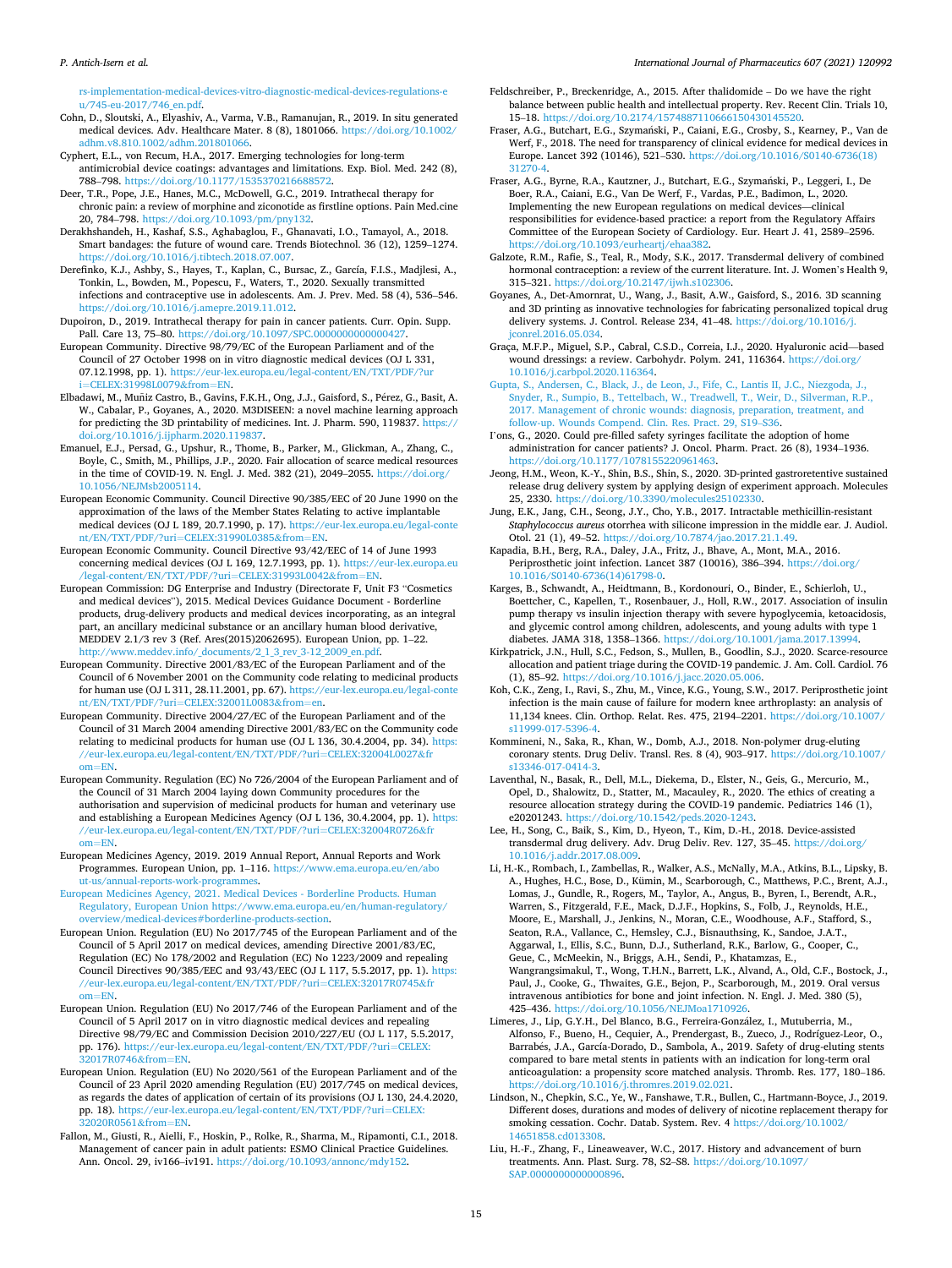rs-implementation-medical-devices-vitro-diagnostic-medical-devices-regulations-eu/745-eu-2017/746_en.pdf.

Cohn, D., Sloutski, A., Elyashiv, A., Varma, V.B., Ramanujan, R., 2019. In situ generated medical devices. Adv. Healthcare Mater. 8 (8), 1801066. https://doi.org/10.1002/adhm.v8.810.1002/adhm.201801066.

Cyphert, E.L., von Recum, H.A., 2017. Emerging technologies for long-term antimicrobial device coatings: advantages and limitations. Exp. Biol. Med. 242 (8), 788–798. https://doi.org/10.1177/1535370216688572.

Deer, T.R., Pope, J.E., Hanes, M.C., McDowell, G.C., 2019. Intrathecal therapy for chronic pain: a review of morphine and ziconotide as firstline options. Pain Med.cine 20, 784–798. https://doi.org/10.1093/pm/pny132.

Derakhshandeh, H., Kashaf, S.S., Aghabaglou, F., Ghanavati, I.O., Tamayol, A., 2018. Smart bandages: the future of wound care. Trends Biotechnol. 36 (12), 1259–1274. https://doi.org/10.1016/j.tibtech.2018.07.007.

Derefinko, K.J., Ashby, S., Hayes, T., Kaplan, C., Bursac, Z., García, F.I.S., Madjlesi, A., Tonkin, L., Bowden, M., Popescu, F., Waters, T., 2020. Sexually transmitted infections and contraceptive use in adolescents. Am. J. Prev. Med. 58 (4), 536–546. https://doi.org/10.1016/j.amepre.2019.11.012.

Dupoiron, D., 2019. Intrathecal therapy for pain in cancer patients. Curr. Opin. Supp. Pall. Care 13, 75–80. https://doi.org/10.1097/SPC.0000000000000427.

European Community. Directive 98/79/EC of the European Parliament and of the Council of 27 October 1998 on in vitro diagnostic medical devices (OJ L 331, 07.12.1998, pp. 1). https://eur-lex.europa.eu/legal-content/EN/TXT/PDF/?uri=CELEX:31998L0079&from=EN.

Elbadawi, M., Muñiz Castro, B., Gavins, F.K.H., Ong, J.J., Gaisford, S., Pérez, G., Basit, A. W., Cabalar, P., Goyanes, A., 2020. M3DISEEN: a novel machine learning approach for predicting the 3D printability of medicines. Int. J. Pharm. 590, 119837. https://doi.org/10.1016/j.ijpharm.2020.119837.

Emanuel, E.J., Persad, G., Upshur, R., Thome, B., Parker, M., Glickman, A., Zhang, C., Boyle, C., Smith, M., Phillips, J.P., 2020. Fair allocation of scarce medical resources in the time of COVID-19. N. Engl. J. Med. 382 (21), 2049–2055. https://doi.org/10.1056/NEJMsb2005114.

European Economic Community. Council Directive 90/385/EEC of 20 June 1990 on the approximation of the laws of the Member States Relating to active implantable medical devices (OJ L 189, 20.7.1990, p. 17). https://eur-lex.europa.eu/legal-content/EN/TXT/PDF/?uri=CELEX:31990L0385&from=EN.

European Economic Community. Council Directive 93/42/EEC of 14 of June 1993 concerning medical devices (OJ L 169, 12.7.1993, pp. 1). https://eur-lex.europa.eu/legal-content/EN/TXT/PDF/?uri=CELEX:31993L0042&from=EN.

European Commission: DG Enterprise and Industry (Directorate F, Unit F3 "Cosmetics and medical devices"), 2015. Medical Devices Guidance Document - Borderline products, drug-delivery products and medical devices incorporating, as an integral part, an ancillary medicinal substance or an ancillary human blood derivative, MEDDEV 2.1/3 rev 3 (Ref. Ares(2015)2062695). European Union, pp. 1–22. http://www.meddev.info/_documents/2_1_3_rev_3-12_2009_en.pdf.

European Community. Directive 2001/83/EC of the European Parliament and of the Council of 6 November 2001 on the Community code relating to medicinal products for human use (OJ L 311, 28.11.2001, pp. 67). https://eur-lex.europa.eu/legal-content/EN/TXT/PDF/?uri=CELEX:32001L0083&from=en.

European Community. Directive 2004/27/EC of the European Parliament and of the Council of 31 March 2004 amending Directive 2001/83/EC on the Community code relating to medicinal products for human use (OJ L 136, 30.4.2004, pp. 34). https://eur-lex.europa.eu/legal-content/EN/TXT/PDF/?uri=CELEX:32004L0027&from=EN.

European Community. Regulation (EC) No 726/2004 of the European Parliament and of the Council of 31 March 2004 laying down Community procedures for the authorisation and supervision of medicinal products for human and veterinary use and establishing a European Medicines Agency (OJ L 136, 30.4.2004, pp. 1). https://eur-lex.europa.eu/legal-content/EN/TXT/PDF/?uri=CELEX:32004R0726&from=EN.

European Medicines Agency, 2019. 2019 Annual Report, Annual Reports and Work Programmes. European Union, pp. 1–116. https://www.ema.europa.eu/en/about-us/annual-reports-work-programmes.

European Medicines Agency, 2021. Medical Devices - Borderline Products. Human Regulatory, European Union https://www.ema.europa.eu/en/human-regulatory/overview/medical-devices#borderline-products-section.

European Union. Regulation (EU) No 2017/745 of the European Parliament and of the Council of 5 April 2017 on medical devices, amending Directive 2001/83/EC, Regulation (EC) No 178/2002 and Regulation (EC) No 1223/2009 and repealing Council Directives 90/385/EEC and 93/43/EEC (OJ L 117, 5.5.2017, pp. 1). https://eur-lex.europa.eu/legal-content/EN/TXT/PDF/?uri=CELEX:32017R0745&from=EN.

European Union. Regulation (EU) No 2017/746 of the European Parliament and of the Council of 5 April 2017 on in vitro diagnostic medical devices and repealing Directive 98/79/EC and Commission Decision 2010/227/EU (OJ L 117, 5.5.2017, pp. 176). https://eur-lex.europa.eu/legal-content/EN/TXT/PDF/?uri=CELEX:32017R0746&from=EN.

European Union. Regulation (EU) No 2020/561 of the European Parliament and of the Council of 23 April 2020 amending Regulation (EU) 2017/745 on medical devices, as regards the dates of application of certain of its provisions (OJ L 130, 24.4.2020, pp. 18). https://eur-lex.europa.eu/legal-content/EN/TXT/PDF/?uri=CELEX:32020R0561&from=EN.

Fallon, M., Giusti, R., Aielli, F., Hoskin, P., Rolke, R., Sharma, M., Ripamonti, C.I., 2018. Management of cancer pain in adult patients: ESMO Clinical Practice Guidelines. Ann. Oncol. 29, iv166–iv191. https://doi.org/10.1093/annonc/mdy152.

Feldschreiber, P., Breckenridge, A., 2015. After thalidomide – Do we have the right balance between public health and intellectual property. Rev. Recent Clin. Trials 10, 15–18. https://doi.org/10.2174/1574887110666150430145520.

Fraser, A.G., Butchart, E.G., Szymański, P., Caiani, E.G., Crosby, S., Kearney, P., Van de Werf, F., 2018. The need for transparency of clinical evidence for medical devices in Europe. Lancet 392 (10146), 521–530. https://doi.org/10.1016/S0140-6736(18)31270-4.

Fraser, A.G., Byrne, R.A., Kautzner, J., Butchart, E.G., Szymański, P., Leggeri, I., De Boer, R.A., Caiani, E.G., Van De Werf, F., Vardas, P.E., Badimon, L., 2020. Implementing the new European regulations on medical devices—clinical responsibilities for evidence-based practice: a report from the Regulatory Affairs Committee of the European Society of Cardiology. Eur. Heart J. 41, 2589–2596. https://doi.org/10.1093/eurheartj/ehaa382.

Galzote, R.M., Rafie, S., Teal, R., Mody, S.K., 2017. Transdermal delivery of combined hormonal contraception: a review of the current literature. Int. J. Women's Health 9, 315–321. https://doi.org/10.2147/ijwh.s102306.

Goyanes, A., Det-Amornrat, U., Wang, J., Basit, A.W., Gaisford, S., 2016. 3D scanning and 3D printing as innovative technologies for fabricating personalized topical drug delivery systems. J. Control. Release 234, 41–48. https://doi.org/10.1016/j.jconrel.2016.05.034.

Graça, M.F.P., Miguel, S.P., Cabral, C.S.D., Correia, I.J., 2020. Hyaluronic acid—based wound dressings: a review. Carbohydr. Polym. 241, 116364. https://doi.org/10.1016/j.carbpol.2020.116364.

Gupta, S., Andersen, C., Black, J., de Leon, J., Fife, C., Lantis II, J.C., Niezgoda, J., Snyder, R., Sumpio, B., Tettelbach, W., Treadwell, T., Weir, D., Silverman, R.P., 2017. Management of chronic wounds: diagnosis, preparation, treatment, and follow-up. Wounds Compend. Clin. Res. Pract. 29, S19–S36.

I'ons, G., 2020. Could pre-filled safety syringes facilitate the adoption of home administration for cancer patients? J. Oncol. Pharm. Pract. 26 (8), 1934–1936. https://doi.org/10.1177/1078155220961463.

Jeong, H.M., Weon, K.-Y., Shin, B.S., Shin, S., 2020. 3D-printed gastroretentive sustained release drug delivery system by applying design of experiment approach. Molecules 25, 2330. https://doi.org/10.3390/molecules25102330.

Jung, E.K., Jang, C.H., Seong, J.Y., Cho, Y.B., 2017. Intractable methicillin-resistant *Staphylococcus aureus* otorrhea with silicone impression in the middle ear. J. Audiol. Otol. 21 (1), 49–52. https://doi.org/10.7874/jao.2017.21.1.49.

Kapadia, B.H., Berg, R.A., Daley, J.A., Fritz, J., Bhave, A., Mont, M.A., 2016. Periprosthetic joint infection. Lancet 387 (10016), 386–394. https://doi.org/10.1016/S0140-6736(14)61798-0.

Karges, B., Schwandt, A., Heidtmann, B., Kordonouri, O., Binder, E., Schierloh, U., Boettcher, C., Kapellen, T., Rosenbauer, J., Holl, R.W., 2017. Association of insulin pump therapy vs insulin injection therapy with severe hypoglycemia, ketoacidosis, and glycemic control among children, adolescents, and young adults with type 1 diabetes. JAMA 318, 1358–1366. https://doi.org/10.1001/jama.2017.13994.

Kirkpatrick, J.N., Hull, S.C., Fedson, S., Mullen, B., Goodlin, S.J., 2020. Scarce-resource allocation and patient triage during the COVID-19 pandemic. J. Am. Coll. Cardiol. 76 (1), 85–92. https://doi.org/10.1016/j.jacc.2020.05.006.

Koh, C.K., Zeng, I., Ravi, S., Zhu, M., Vince, K.G., Young, S.W., 2017. Periprosthetic joint infection is the main cause of failure for modern knee arthroplasty: an analysis of 11,134 knees. Clin. Orthop. Relat. Res. 475, 2194–2201. https://doi.org/10.1007/s11999-017-5396-4.

Kommineni, N., Saka, R., Khan, W., Domb, A.J., 2018. Non-polymer drug-eluting coronary stents. Drug Deliv. Transl. Res. 8 (4), 903–917. https://doi.org/10.1007/s13346-017-0414-3.

Laventhal, N., Basak, R., Dell, M.L., Diekema, D., Elster, N., Geis, G., Mercurio, M., Opel, D., Shalowitz, D., Statter, M., Macauley, R., 2020. The ethics of creating a resource allocation strategy during the COVID-19 pandemic. Pediatrics 146 (1), e20201243. https://doi.org/10.1542/peds.2020-1243.

Lee, H., Song, C., Baik, S., Kim, D., Hyeon, T., Kim, D.-H., 2018. Device-assisted transdermal drug delivery. Adv. Drug Deliv. Rev. 127, 35–45. https://doi.org/10.1016/j.addr.2017.08.009.

Li, H.-K., Rombach, I., Zambellas, R., Walker, A.S., McNally, M.A., Atkins, B.L., Lipsky, B. A., Hughes, H.C., Bose, D., Kümin, M., Scarborough, C., Matthews, P.C., Brent, A.J., Lomas, J., Gundle, R., Rogers, M., Taylor, A., Angus, B., Byren, I., Berendt, A.R., Warren, S., Fitzgerald, F.E., Mack, D.J.F., Hopkins, S., Folb, J., Reynolds, H.E., Moore, E., Marshall, J., Jenkins, N., Moran, C.E., Woodhouse, A.F., Stafford, S., Seaton, R.A., Vallance, C., Hemsley, C.J., Bisnauthsing, K., Sandoe, J.A.T., Aggarwal, I., Ellis, S.C., Bunn, D.J., Sutherland, R.K., Barlow, G., Cooper, C., Geue, C., McMeekin, N., Briggs, A.H., Sendi, P., Khatamzas, E., Wangrangsimakul, T., Wong, T.H.N., Barrett, L.K., Alvand, A., Old, C.F., Bostock, J., Paul, J., Cooke, G., Thwaites, G.E., Bejon, P., Scarborough, M., 2019. Oral versus intravenous antibiotics for bone and joint infection. N. Engl. J. Med. 380 (5), 425–436. https://doi.org/10.1056/NEJMoa1710926.

Limeres, J., Lip, G.Y.H., Del Blanco, B.G., Ferreira-González, I., Mutuberria, M., Alfonso, F., Bueno, H., Cequier, A., Prendergast, B., Zueco, J., Rodríguez-Leor, O., Barrabés, J.A., García-Dorado, D., Sambola, A., 2019. Safety of drug-eluting stents compared to bare metal stents in patients with an indication for long-term oral anticoagulation: a propensity score matched analysis. Thromb. Res. 177, 180–186. https://doi.org/10.1016/j.thromres.2019.02.021.

Lindson, N., Chepkin, S.C., Ye, W., Fanshawe, T.R., Bullen, C., Hartmann-Boyce, J., 2019. Different doses, durations and modes of delivery of nicotine replacement therapy for smoking cessation. Cochr. Datab. System. Rev. 4 https://doi.org/10.1002/14651858.cd013308.

Liu, H.-F., Zhang, F., Lineaweaver, W.C., 2017. History and advancement of burn treatments. Ann. Plast. Surg. 78, S2–S8. https://doi.org/10.1097/SAP.0000000000000896.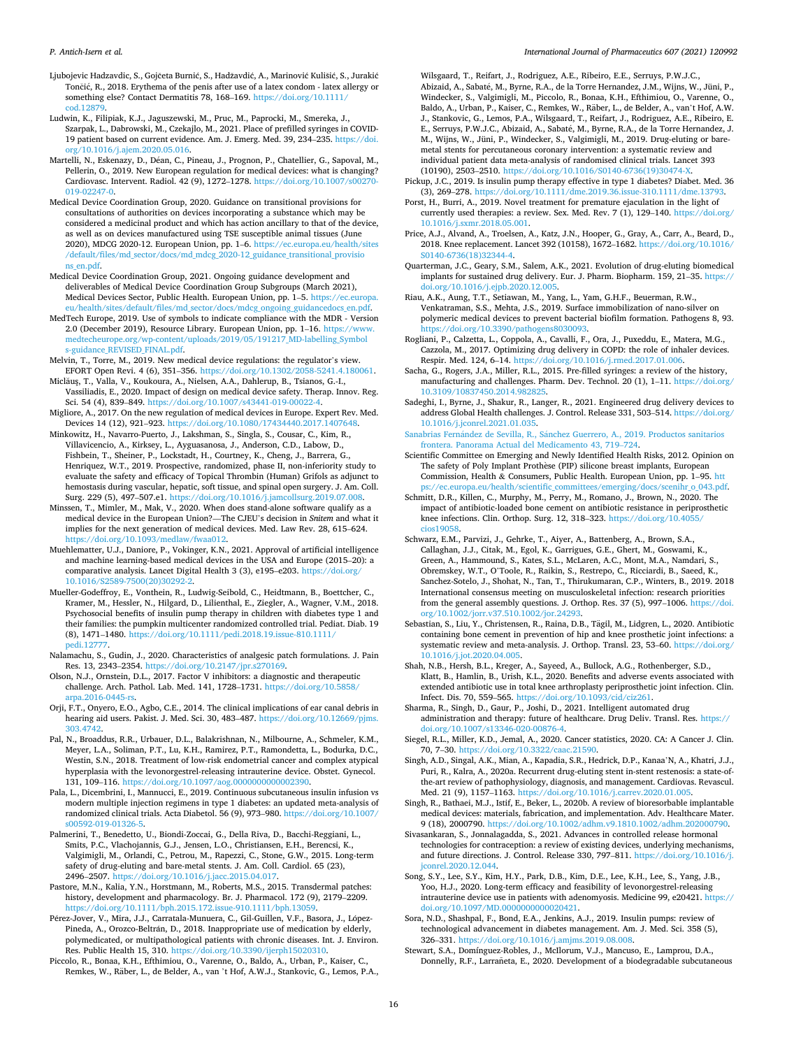Ljubojevic Hadzavdic, S., Gojčeta Burnić, S., Hadžavdić, A., Marinović Kulišić, S., Jurakić Tončić, R., 2018. Erythema of the penis after use of a latex condom - latex allergy or something else? Contact Dermatitis 78, 168–169. https://doi.org/10.1111/cod.12879.

Ludwin, K., Filipiak, K.J., Jaguszewski, M., Pruc, M., Paprocki, M., Smereka, J., Szarpak, L., Dabrowski, M., Czekajlo, M., 2021. Place of prefilled syringes in COVID-19 patient based on current evidence. Am. J. Emerg. Med. 39, 234–235. https://doi.org/10.1016/j.ajem.2020.05.016.

Martelli, N., Eskenazy, D., Déan, C., Pineau, J., Prognon, P., Chatellier, G., Sapoval, M., Pellerin, O., 2019. New European regulation for medical devices: what is changing? Cardiovasc. Intervent. Radiol. 42 (9), 1272–1278. https://doi.org/10.1007/s00270-019-02247-0.

Medical Device Coordination Group, 2020. Guidance on transitional provisions for consultations of authorities on devices incorporating a substance which may be considered a medicinal product and which has action ancillary to that of the device, as well as on devices manufactured using TSE susceptible animal tissues (June 2020), MDCG 2020-12. European Union, pp. 1–6. https://ec.europa.eu/health/sites/default/files/md_sector/docs/md_mdcg_2020-12_guidance_transitional_provisions_en.pdf.

Medical Device Coordination Group, 2021. Ongoing guidance development and deliverables of Medical Device Coordination Group Subgroups (March 2021), Medical Devices Sector, Public Health. European Union, pp. 1–5. https://ec.europa.eu/health/sites/default/files/md_sector/docs/mdcg_ongoing_guidancedocs_en.pdf.

MedTech Europe, 2019. Use of symbols to indicate compliance with the MDR - Version 2.0 (December 2019), Resource Library. European Union, pp. 1–16. https://www.medtecheurope.org/wp-content/uploads/2019/05/191217_MD-labelling_Symbols-guidance_REVISED_FINAL.pdf.

Melvin, T., Torre, M., 2019. New medical device regulations: the regulator's view. EFORT Open Revi. 4 (6), 351–356. https://doi.org/10.1302/2058-5241.4.180061.

Micläuş, T., Valla, V., Koukoura, A., Nielsen, A.A., Dahlerup, B., Tsianos, G.-I., Vassiliadis, E., 2020. Impact of design on medical device safety. Therap. Innov. Reg. Sci. 54 (4), 839–849. https://doi.org/10.1007/s43441-019-00022-4.

Migliore, A., 2017. On the new regulation of medical devices in Europe. Expert Rev. Med. Devices 14 (12), 921–923. https://doi.org/10.1080/17434440.2017.1407648.

Minkowitz, H., Navarro-Puerto, J., Lakshman, S., Singla, S., Cousar, C., Kim, R., Villavicencio, A., Kirksey, L., Ayguasanosa, J., Anderson, C.D., Labow, D., Fishbein, T., Sheiner, P., Lockstadt, H., Courtney, K., Cheng, J., Barrera, G., Henriquez, W.T., 2019. Prospective, randomized, phase II, non-inferiority study to evaluate the safety and efficacy of Topical Thrombin (Human) Grifols as adjunct to hemostasis during vascular, hepatic, soft tissue, and spinal open surgery. J. Am. Coll. Surg. 229 (5), 497–507.e1. https://doi.org/10.1016/j.jamcollsurg.2019.07.008.

Minssen, T., Mimler, M., Mak, V., 2020. When does stand-alone software qualify as a medical device in the European Union?—The CJEU's decision in *Snitem* and what it implies for the next generation of medical devices. Med. Law Rev. 28, 615–624. https://doi.org/10.1093/medlaw/fwaa012.

Muehlematter, U.J., Daniore, P., Vokinger, K.N., 2021. Approval of artificial intelligence and machine learning-based medical devices in the USA and Europe (2015–20): a comparative analysis. Lancet Digital Health 3 (3), e195–e203. https://doi.org/10.1016/S2589-7500(20)30292-2.

Mueller-Godeffroy, E., Vonthein, R., Ludwig-Seibold, C., Heidtmann, B., Boettcher, C., Kramer, M., Hessler, N., Hilgard, D., Lilienthal, E., Ziegler, A., Wagner, V.M., 2018. Psychosocial benefits of insulin pump therapy in children with diabetes type 1 and their families: the pumpkin multicenter randomized controlled trial. Pediat. Diab. 19 (8), 1471–1480. https://doi.org/10.1111/pedi.2018.19.issue-810.1111/pedi.12777.

Nalamachu, S., Gudin, J., 2020. Characteristics of analgesic patch formulations. J. Pain Res. 13, 2343–2354. https://doi.org/10.2147/jpr.s270169.

Olson, N.J., Ornstein, D.L., 2017. Factor V inhibitors: a diagnostic and therapeutic challenge. Arch. Pathol. Lab. Med. 141, 1728–1731. https://doi.org/10.5858/arpa.2016-0445-rs.

Orji, F.T., Onyero, E.O., Agbo, C.E., 2014. The clinical implications of ear canal debris in hearing aid users. Pakist. J. Med. Sci. 30, 483–487. https://doi.org/10.12669/pjms.303.4742.

Pal, N., Broaddus, R.R., Urbauer, D.L., Balakrishnan, N., Milbourne, A., Schmeler, K.M., Meyer, L.A., Soliman, P.T., Lu, K.H., Ramirez, P.T., Ramondetta, L., Bodurka, D.C., Westin, S.N., 2018. Treatment of low-risk endometrial cancer and complex atypical hyperplasia with the levonorgestrel-releasing intrauterine device. Obstet. Gynecol. 131, 109–116. https://doi.org/10.1097/aog.0000000000002390.

Pala, L., Dicembrini, I., Mannucci, E., 2019. Continuous subcutaneous insulin infusion vs modern multiple injection regimens in type 1 diabetes: an updated meta-analysis of randomized clinical trials. Acta Diabetol. 56 (9), 973–980. https://doi.org/10.1007/s00592-019-01326-5.

Palmerini, T., Benedetto, U., Biondi-Zoccai, G., Della Riva, D., Bacchi-Reggiani, L., Smits, P.C., Vlachojannis, G.J., Jensen, L.O., Christiansen, E.H., Berencsi, K., Valgimigli, M., Orlandi, C., Petrou, M., Rapezzi, C., Stone, G.W., 2015. Long-term safety of drug-eluting and bare-metal stents. J. Am. Coll. Cardiol. 65 (23), 2496–2507. https://doi.org/10.1016/j.jacc.2015.04.017.

Pastore, M.N., Kalia, Y.N., Horstmann, M., Roberts, M.S., 2015. Transdermal patches: history, development and pharmacology. Br. J. Pharmacol. 172 (9), 2179–2209. https://doi.org/10.1111/bph.2015.172.issue-910.1111/bph.13059.

Pérez-Jover, V., Mira, J.J., Carratala-Munuera, C., Gil-Guillen, V.F., Basora, J., López-Pineda, A., Orozco-Beltrán, D., 2018. Inappropriate use of medication by elderly, polymedicated, or multipathological patients with chronic diseases. Int. J. Environ. Res. Public Health 15, 310. https://doi.org/10.3390/ijerph15020310.

Piccolo, R., Bonaa, K.H., Efthimiou, O., Varenne, O., Baldo, A., Urban, P., Kaiser, C., Remkes, W., Räber, L., de Belder, A., van 't Hof, A.W.J., Stankovic, G., Lemos, P.A., Wilsgaard, T., Reifart, J., Rodriguez, A.E., Ribeiro, E.E., Serruys, P.W.J.C., Abizaid, A., Sabaté, M., Byrne, R.A., de la Torre Hernandez, J.M., Wijns, W., Jüni, P., Windecker, S., Valgimigli, M., Piccolo, R., Bonaa, K.H., Efthimiou, O., Varenne, O., Baldo, A., Urban, P., Kaiser, C., Remkes, W., Räber, L., de Belder, A., van't Hof, A.W.J., Stankovic, G., Lemos, P.A., Wilsgaard, T., Reifart, J., Rodríguez, A.E., Ribeiro, E.E., Serruys, P.W.J.C., Abizaid, A., Sabaté, M., Byrne, R.A., de la Torre Hernandez, J.M., Wijns, W., Jüni, P., Windecker, S., Valgimigli, M., 2019. Drug-eluting or bare-metal stents for percutaneous coronary intervention: a systematic review and individual patient data meta-analysis of randomised clinical trials. Lancet 393 (10190), 2503–2510. https://doi.org/10.1016/S0140-6736(19)30474-X.

Pickup, J.C., 2019. Is insulin pump therapy effective in type 1 diabetes? Diabet. Med. 36 (3), 269–278. https://doi.org/10.1111/dme.2019.36.issue-310.1111/dme.13793.

Porst, H., Burri, A., 2019. Novel treatment for premature ejaculation in the light of currently used therapies: a review. Sex. Med. Rev. 7 (1), 129–140. https://doi.org/10.1016/j.sxmr.2018.05.001.

Price, A.J., Alvand, A., Troelsen, A., Katz, J.N., Hooper, G., Gray, A., Carr, A., Beard, D., 2018. Knee replacement. Lancet 392 (10158), 1672–1682. https://doi.org/10.1016/S0140-6736(18)32344-4.

Quarterman, J.C., Geary, S.M., Salem, A.K., 2021. Evolution of drug-eluting biomedical implants for sustained drug delivery. Eur. J. Pharm. Biopharm. 159, 21–35. https://doi.org/10.1016/j.ejpb.2020.12.005.

Riau, A.K., Aung, T.T., Setiawan, M., Yang, L., Yam, G.H.F., Beuerman, R.W., Venkatraman, S.S., Mehta, J.S., 2019. Surface immobilization of nano-silver on polymeric medical devices to prevent bacterial biofilm formation. Pathogens 8, 93. https://doi.org/10.3390/pathogens8030093.

Rogliani, P., Calzetta, L., Coppola, A., Cavalli, F., Ora, J., Puxeddu, E., Matera, M.G., Cazzola, M., 2017. Optimizing drug delivery in COPD: the role of inhaler devices. Respir. Med. 124, 6–14. https://doi.org/10.1016/j.rmed.2017.01.006.

Sacha, G., Rogers, J.A., Miller, R.L., 2015. Pre-filled syringes: a review of the history, manufacturing and challenges. Pharm. Dev. Technol. 20 (1), 1–11. https://doi.org/10.3109/10837450.2014.982825.

Sadeghi, I., Byrne, J., Shakur, R., Langer, R., 2021. Engineered drug delivery devices to address Global Health challenges. J. Control. Release 331, 503–514. https://doi.org/10.1016/j.jconrel.2021.01.035.

Sanabrias Fernández de Sevilla, R., Sánchez Guerrero, A., 2019. Productos sanitarios frontera. Panorama Actual del Medicamento 43, 719–724.

Scientific Committee on Emerging and Newly Identified Health Risks, 2012. Opinion on The safety of Poly Implant Prothèse (PIP) silicone breast implants, European Commission, Health & Consumers, Public Health. European Union, pp. 1–95. https://ec.europa.eu/health/scientific_committees/emerging/docs/scenihr_o_043.pdf.

Schmitt, D.R., Killen, C., Murphy, M., Perry, M., Romano, J., Brown, N., 2020. The impact of antibiotic-loaded bone cement on antibiotic resistance in periprosthetic knee infections. Clin. Orthop. Surg. 12, 318–323. https://doi.org/10.4055/cios19058.

Schwarz, E.M., Parvizi, J., Gehrke, T., Aiyer, A., Battenberg, A., Brown, S.A., Callaghan, J.J., Citak, M., Egol, K., Garrigues, G.E., Ghert, M., Goswami, K., Green, A., Hammound, S., Kates, S.L., McLaren, A.C., Mont, M.A., Namdari, S., Obremskey, W.T., O'Toole, R., Raikin, S., Restrepo, C., Ricciardi, B., Saeed, K., Sanchez-Sotelo, J., Shohat, N., Tan, T., Thirukumaran, C.P., Winters, B., 2019. 2018 International consensus meeting on musculoskeletal infection: research priorities from the general assembly questions. J. Orthop. Res. 37 (5), 997–1006. https://doi.org/10.1002/jorr.v37.510.1002/jor.24293.

Sebastian, S., Liu, Y., Christensen, R., Raina, D.B., Tägil, M., Lidgren, L., 2020. Antibiotic containing bone cement in prevention of hip and knee prosthetic joint infections: a systematic review and meta-analysis. J. Orthop. Transl. 23, 53–60. https://doi.org/10.1016/j.jot.2020.04.005.

Shah, N.B., Hersh, B.L., Kreger, A., Sayeed, A., Bullock, A.G., Rothenberger, S.D., Klatt, B., Hamlin, B., Urish, K.L., 2020. Benefits and adverse events associated with extended antibiotic use in total knee arthroplasty periprosthetic joint infection. Clin. Infect. Dis. 70, 559–565. https://doi.org/10.1093/cid/ciz261.

Sharma, R., Singh, D., Gaur, P., Joshi, D., 2021. Intelligent automated drug administration and therapy: future of healthcare. Drug Deliv. Transl. Res. https://doi.org/10.1007/s13346-020-00876-4.

Siegel, R.L., Miller, K.D., Jemal, A., 2020. Cancer statistics, 2020. CA: A Cancer J. Clin. 70, 7–30. https://doi.org/10.3322/caac.21590.

Singh, A.D., Singal, A.K., Mian, A., Kapadia, S.R., Hedrick, D.P., Kanaa'N, A., Khatri, J.J., Puri, R., Kalra, A., 2020a. Recurrent drug-eluting stent in-stent restenosis: a state-of-the-art review of pathophysiology, diagnosis, and management. Cardiovas. Revascul. Med. 21 (9), 1157–1163. https://doi.org/10.1016/j.carrev.2020.01.005.

Singh, R., Bathaei, M.J., Istif, E., Beker, L., 2020b. A review of bioresorbable implantable medical devices: materials, fabrication, and implementation. Adv. Healthcare Mater. 9 (18), 2000790. https://doi.org/10.1002/adhm.v9.1810.1002/adhm.202000790.

Sivasankaran, S., Jonnalagadda, S., 2021. Advances in controlled release hormonal technologies for contraception: a review of existing devices, underlying mechanisms, and future directions. J. Control. Release 330, 797–811. https://doi.org/10.1016/j.jconrel.2020.12.044.

Song, S.Y., Lee, S.Y., Kim, H.Y., Park, D.B., Kim, D.E., Lee, K.H., Lee, S., Yang, J.B., Yoo, H.J., 2020. Long-term efficacy and feasibility of levonorgestrel-releasing intrauterine device use in patients with adenomyosis. Medicine 99, e20421. https://doi.org/10.1097/MD.0000000000020421.

Sora, N.D., Shashpal, F., Bond, E.A., Jenkins, A.J., 2019. Insulin pumps: review of technological advancement in diabetes management. Am. J. Med. Sci. 358 (5), 326–331. https://doi.org/10.1016/j.amjms.2019.08.008.

Stewart, S.A., Domínguez-Robles, J., McIlorum, V.J., Mancuso, E., Lamprou, D.A., Donnelly, R.F., Larrañeta, E., 2020. Development of a biodegradable subcutaneous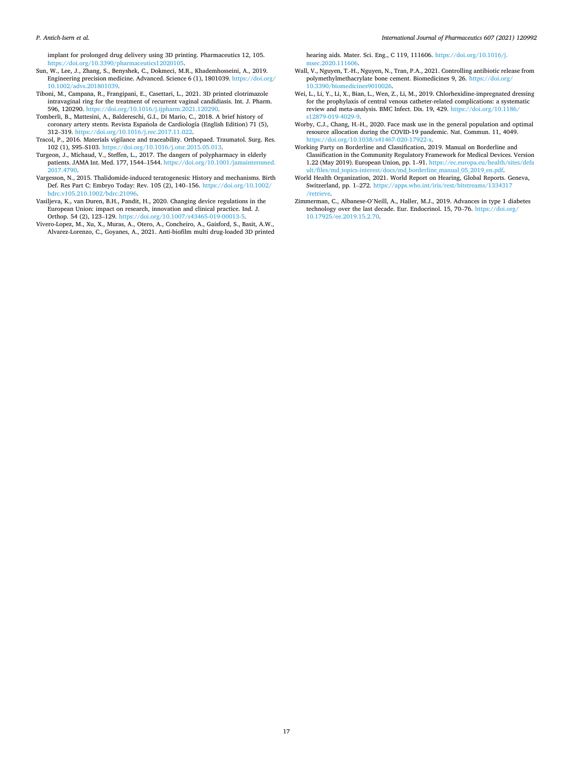implant for prolonged drug delivery using 3D printing. Pharmaceutics 12, 105. https://doi.org/10.3390/pharmaceutics12020105.

Sun, W., Lee, J., Zhang, S., Benyshek, C., Dokmeci, M.R., Khademhosseini, A., 2019. Engineering precision medicine. Advanced. Science 6 (1), 1801039. https://doi.org/10.1002/advs.201801039.

Tiboni, M., Campana, R., Frangipani, E., Casettari, L., 2021. 3D printed clotrimazole intravaginal ring for the treatment of recurrent vaginal candidiasis. Int. J. Pharm. 596, 120290. https://doi.org/10.1016/j.ijpharm.2021.120290.

Tomberli, B., Mattesini, A., Baldereschi, G.I., Di Mario, C., 2018. A brief history of coronary artery stents. Revista Española de Cardiología (English Edition) 71 (5), 312–319. https://doi.org/10.1016/j.rec.2017.11.022.

Tracol, P., 2016. Materials vigilance and traceability. Orthopaed. Traumatol. Surg. Res. 102 (1), S95–S103. https://doi.org/10.1016/j.otsr.2015.05.013.

Turgeon, J., Michaud, V., Steffen, L., 2017. The dangers of polypharmacy in elderly patients. JAMA Int. Med. 177, 1544–1544. https://doi.org/10.1001/jamainternmed.2017.4790.

Vargesson, N., 2015. Thalidomide-induced teratogenesis: History and mechanisms. Birth Def. Res Part C: Embryo Today: Rev. 105 (2), 140–156. https://doi.org/10.1002/bdrc.v105.210.1002/bdrc.21096.

Vasiljeva, K., van Duren, B.H., Pandit, H., 2020. Changing device regulations in the European Union: impact on research, innovation and clinical practice. Ind. J. Orthop. 54 (2), 123–129. https://doi.org/10.1007/s43465-019-00013-5.

Vivero-Lopez, M., Xu, X., Muras, A., Otero, A., Concheiro, A., Gaisford, S., Basit, A.W., Alvarez-Lorenzo, C., Goyanes, A., 2021. Anti-biofilm multi drug-loaded 3D printed hearing aids. Mater. Sci. Eng., C 119, 111606. https://doi.org/10.1016/j.msec.2020.111606.

Wall, V., Nguyen, T.-H., Nguyen, N., Tran, P.A., 2021. Controlling antibiotic release from polymethylmethacrylate bone cement. Biomedicines 9, 26. https://doi.org/10.3390/biomedicines9010026.

Wei, L., Li, Y., Li, X., Bian, L., Wen, Z., Li, M., 2019. Chlorhexidine-impregnated dressing for the prophylaxis of central venous catheter-related complications: a systematic review and meta-analysis. BMC Infect. Dis. 19, 429. https://doi.org/10.1186/s12879-019-4029-9.

Worby, C.J., Chang, H.-H., 2020. Face mask use in the general population and optimal resource allocation during the COVID-19 pandemic. Nat. Commun. 11, 4049. https://doi.org/10.1038/s41467-020-17922-x.

Working Party on Borderline and Classification, 2019. Manual on Borderline and Classification in the Community Regulatory Framework for Medical Devices. Version 1.22 (May 2019). European Union, pp. 1–91. https://ec.europa.eu/health/sites/default/files/md_topics-interest/docs/md_borderline_manual_05_2019_en.pdf.

World Health Organization, 2021. World Report on Hearing, Global Reports. Geneva, Switzerland, pp. 1–272. https://apps.who.int/iris/rest/bitstreams/1334317/retrieve.

Zimmerman, C., Albanese-O'Neill, A., Haller, M.J., 2019. Advances in type 1 diabetes technology over the last decade. Eur. Endocrinol. 15, 70–76. https://doi.org/10.17925/ee.2019.15.2.70.